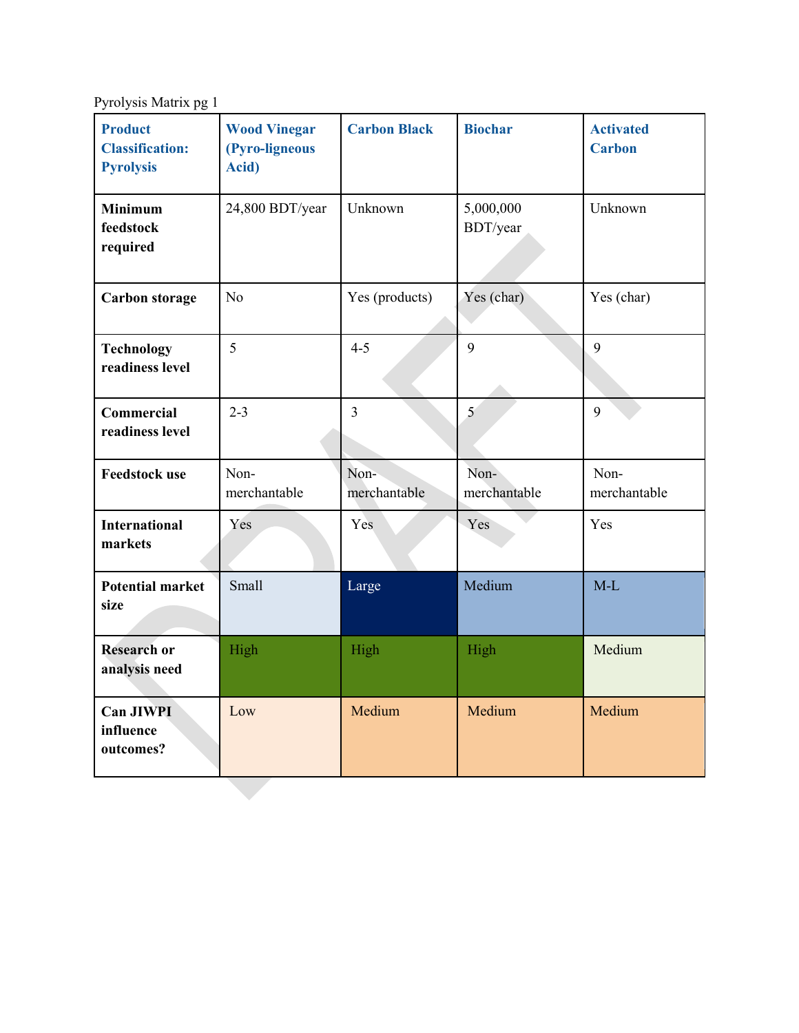Pyrolysis Matrix pg 1

| Product Classification: Pyrolysis | Wood Vinegar (Pyro-ligneous Acid) | Carbon Black | Biochar | Activated Carbon |
|---|---|---|---|---|
| **Minimum feedstock required** | 24,800 BDT/year | Unknown | 5,000,000 BDT/year | Unknown |
| **Carbon storage** | No | Yes (products) | Yes (char) | Yes (char) |
| **Technology readiness level** | 5 | 4-5 | 9 | 9 |
| **Commercial readiness level** | 2-3 | 3 | 5 | 9 |
| **Feedstock use** | Non-merchantable | Non-merchantable | Non-merchantable | Non-merchantable |
| **International markets** | Yes | Yes | Yes | Yes |
| **Potential market size** | Small | Large | Medium | M-L |
| **Research or analysis need** | High | High | High | Medium |
| **Can JIWPI influence outcomes?** | Low | Medium | Medium | Medium |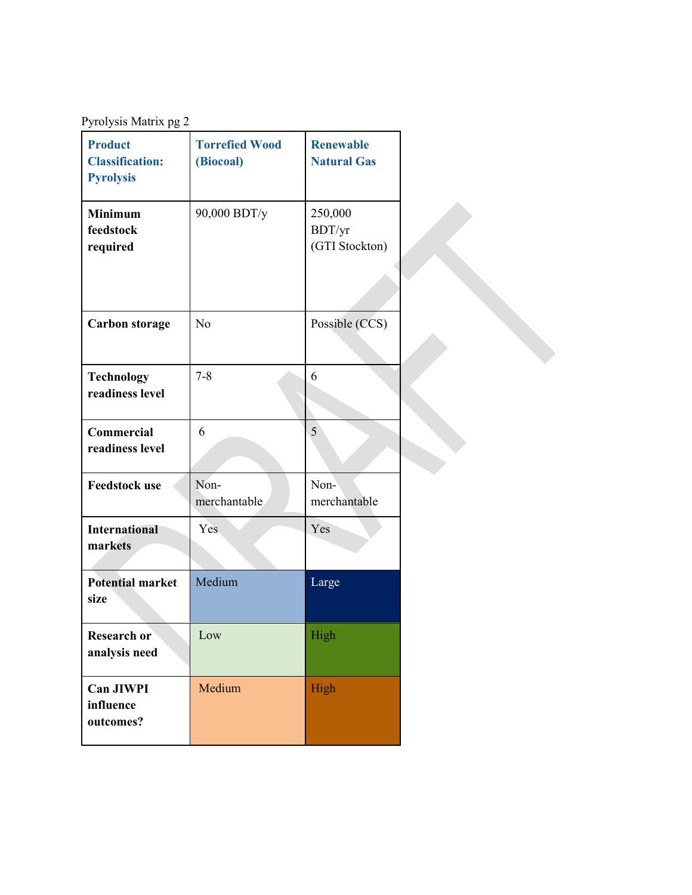Pyrolysis Matrix pg 2

| Product Classification: Pyrolysis | Torrefied Wood (Biocoal) | Renewable Natural Gas |
| --- | --- | --- |
| **Minimum feedstock required** | 90,000 BDT/y | 250,000 BDT/yr (GTI Stockton) |
| **Carbon storage** | No | Possible (CCS) |
| **Technology readiness level** | 7-8 | 6 |
| **Commercial readiness level** | 6 | 5 |
| **Feedstock use** | Non-merchantable | Non-merchantable |
| **International markets** | Yes | Yes |
| **Potential market size** | Medium | Large |
| **Research or analysis need** | Low | High |
| **Can JIWPI influence outcomes?** | Medium | High |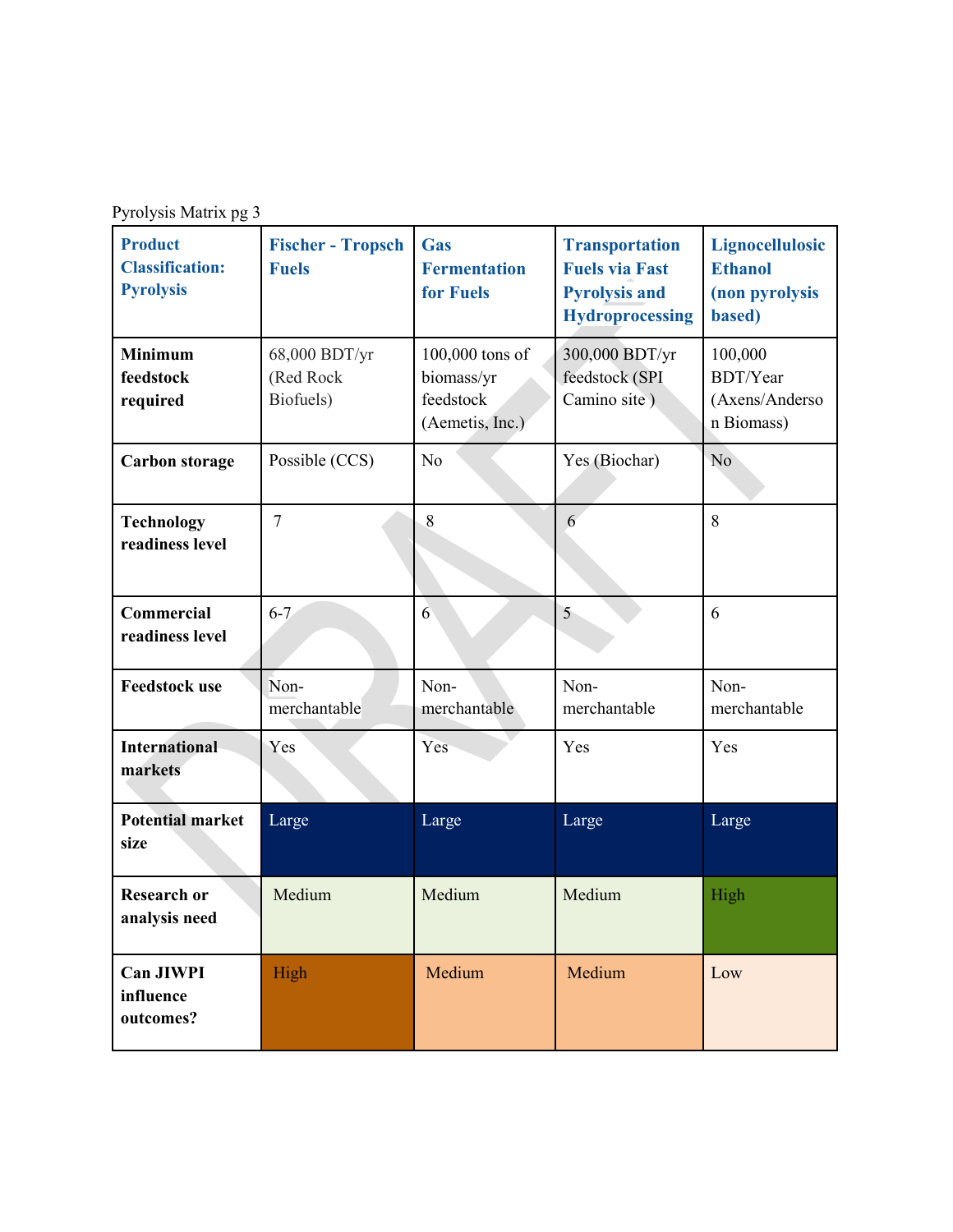Pyrolysis Matrix pg 3

| Product Classification: Pyrolysis | Fischer - Tropsch Fuels | Gas Fermentation for Fuels | Transportation Fuels via Fast Pyrolysis and Hydroprocessing | Lignocellulosic Ethanol (non pyrolysis based) |
|---|---|---|---|---|
| **Minimum feedstock required** | 68,000 BDT/yr (Red Rock Biofuels) | 100,000 tons of biomass/yr feedstock (Aemetis, Inc.) | 300,000 BDT/yr feedstock (SPI Camino site ) | 100,000 BDT/Year (Axens/Anderson Biomass) |
| **Carbon storage** | Possible (CCS) | No | Yes (Biochar) | No |
| **Technology readiness level** | 7 | 8 | 6 | 8 |
| **Commercial readiness level** | 6-7 | 6 | 5 | 6 |
| **Feedstock use** | Non-merchantable | Non-merchantable | Non-merchantable | Non-merchantable |
| **International markets** | Yes | Yes | Yes | Yes |
| **Potential market size** | Large | Large | Large | Large |
| **Research or analysis need** | Medium | Medium | Medium | High |
| **Can JIWPI influence outcomes?** | High | Medium | Medium | Low |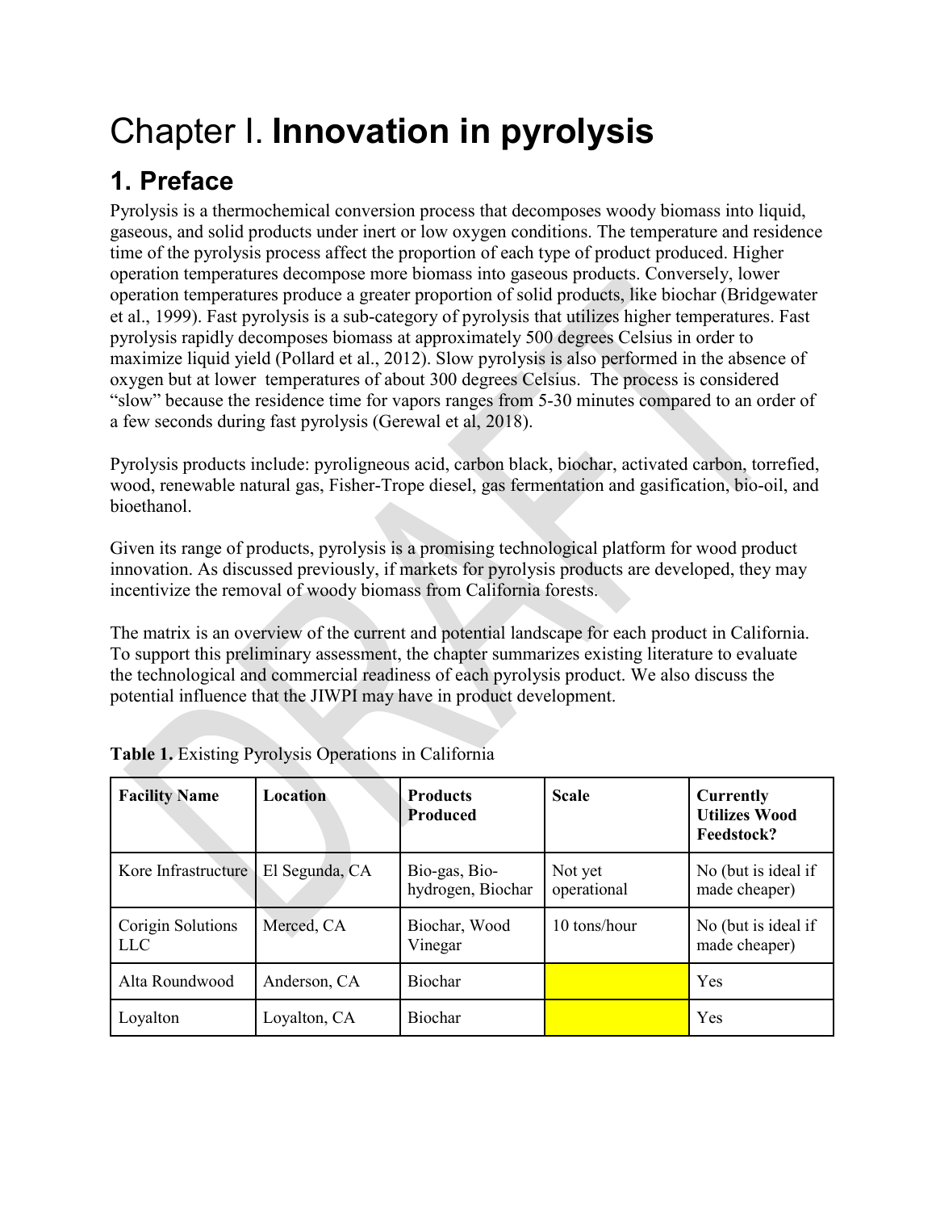# Chapter I. **Innovation in pyrolysis**

## 1. Preface

Pyrolysis is a thermochemical conversion process that decomposes woody biomass into liquid, gaseous, and solid products under inert or low oxygen conditions. The temperature and residence time of the pyrolysis process affect the proportion of each type of product produced. Higher operation temperatures decompose more biomass into gaseous products. Conversely, lower operation temperatures produce a greater proportion of solid products, like biochar (Bridgewater et al., 1999). Fast pyrolysis is a sub-category of pyrolysis that utilizes higher temperatures. Fast pyrolysis rapidly decomposes biomass at approximately 500 degrees Celsius in order to maximize liquid yield (Pollard et al., 2012). Slow pyrolysis is also performed in the absence of oxygen but at lower temperatures of about 300 degrees Celsius. The process is considered "slow" because the residence time for vapors ranges from 5-30 minutes compared to an order of a few seconds during fast pyrolysis (Gerewal et al, 2018).

Pyrolysis products include: pyroligneous acid, carbon black, biochar, activated carbon, torrefied, wood, renewable natural gas, Fisher-Trope diesel, gas fermentation and gasification, bio-oil, and bioethanol.

Given its range of products, pyrolysis is a promising technological platform for wood product innovation. As discussed previously, if markets for pyrolysis products are developed, they may incentivize the removal of woody biomass from California forests.

The matrix is an overview of the current and potential landscape for each product in California. To support this preliminary assessment, the chapter summarizes existing literature to evaluate the technological and commercial readiness of each pyrolysis product. We also discuss the potential influence that the JIWPI may have in product development.

**Table 1.** Existing Pyrolysis Operations in California

| Facility Name | Location | Products Produced | Scale | Currently Utilizes Wood Feedstock? |
|---|---|---|---|---|
| Kore Infrastructure | El Segunda, CA | Bio-gas, Bio-hydrogen, Biochar | Not yet operational | No (but is ideal if made cheaper) |
| Corigin Solutions LLC | Merced, CA | Biochar, Wood Vinegar | 10 tons/hour | No (but is ideal if made cheaper) |
| Alta Roundwood | Anderson, CA | Biochar | | Yes |
| Loyalton | Loyalton, CA | Biochar | | Yes |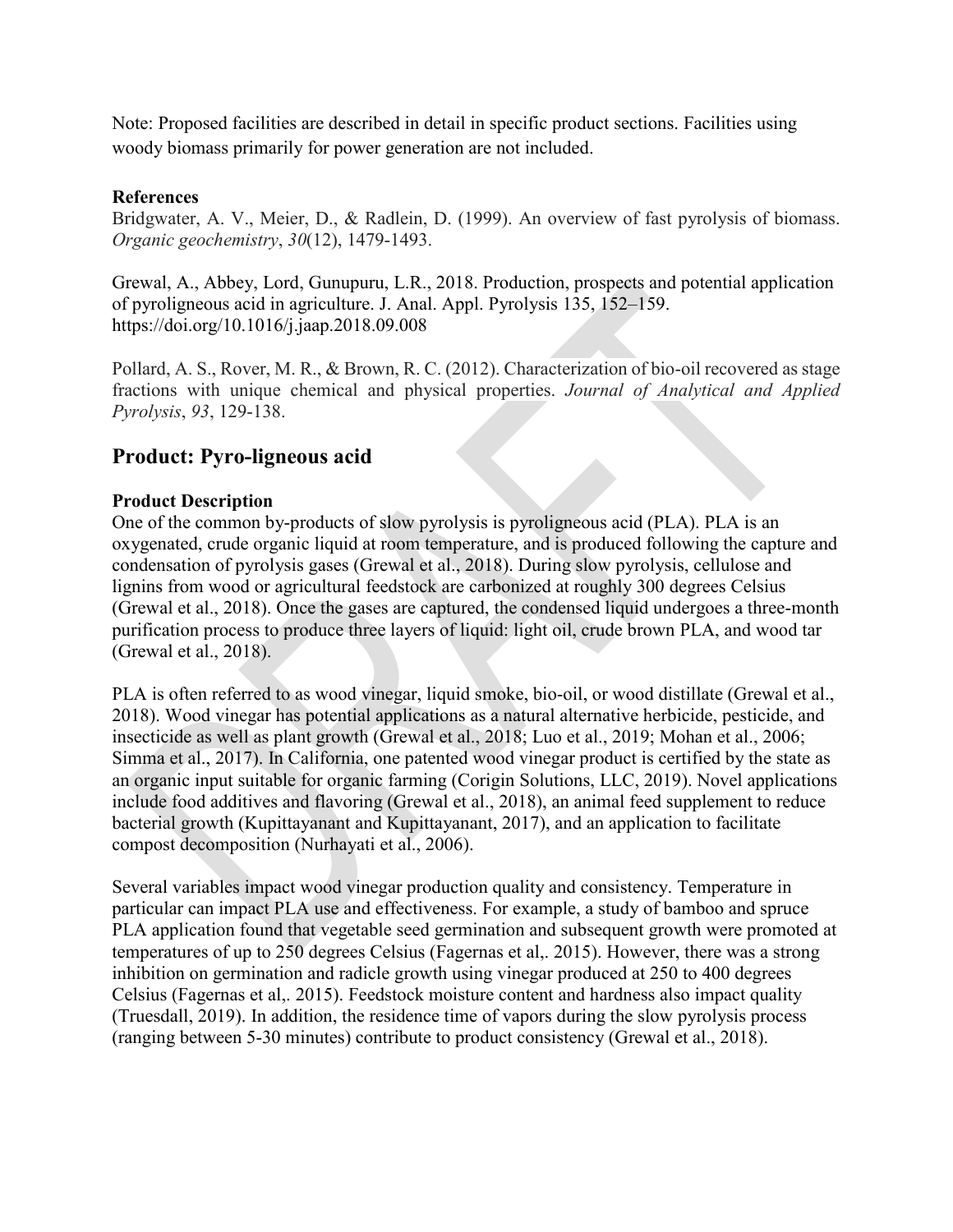Note: Proposed facilities are described in detail in specific product sections. Facilities using woody biomass primarily for power generation are not included.

**References**

Bridgwater, A. V., Meier, D., & Radlein, D. (1999). An overview of fast pyrolysis of biomass. *Organic geochemistry*, *30*(12), 1479-1493.

Grewal, A., Abbey, Lord, Gunupuru, L.R., 2018. Production, prospects and potential application of pyroligneous acid in agriculture. J. Anal. Appl. Pyrolysis 135, 152–159. https://doi.org/10.1016/j.jaap.2018.09.008

Pollard, A. S., Rover, M. R., & Brown, R. C. (2012). Characterization of bio-oil recovered as stage fractions with unique chemical and physical properties. *Journal of Analytical and Applied Pyrolysis*, *93*, 129-138.

## Product: Pyro-ligneous acid

**Product Description**

One of the common by-products of slow pyrolysis is pyroligneous acid (PLA). PLA is an oxygenated, crude organic liquid at room temperature, and is produced following the capture and condensation of pyrolysis gases (Grewal et al., 2018). During slow pyrolysis, cellulose and lignins from wood or agricultural feedstock are carbonized at roughly 300 degrees Celsius (Grewal et al., 2018). Once the gases are captured, the condensed liquid undergoes a three-month purification process to produce three layers of liquid: light oil, crude brown PLA, and wood tar (Grewal et al., 2018).

PLA is often referred to as wood vinegar, liquid smoke, bio-oil, or wood distillate (Grewal et al., 2018). Wood vinegar has potential applications as a natural alternative herbicide, pesticide, and insecticide as well as plant growth (Grewal et al., 2018; Luo et al., 2019; Mohan et al., 2006; Simma et al., 2017). In California, one patented wood vinegar product is certified by the state as an organic input suitable for organic farming (Corigin Solutions, LLC, 2019). Novel applications include food additives and flavoring (Grewal et al., 2018), an animal feed supplement to reduce bacterial growth (Kupittayanant and Kupittayanant, 2017), and an application to facilitate compost decomposition (Nurhayati et al., 2006).

Several variables impact wood vinegar production quality and consistency. Temperature in particular can impact PLA use and effectiveness. For example, a study of bamboo and spruce PLA application found that vegetable seed germination and subsequent growth were promoted at temperatures of up to 250 degrees Celsius (Fagernas et al,. 2015). However, there was a strong inhibition on germination and radicle growth using vinegar produced at 250 to 400 degrees Celsius (Fagernas et al,. 2015). Feedstock moisture content and hardness also impact quality (Truesdall, 2019). In addition, the residence time of vapors during the slow pyrolysis process (ranging between 5-30 minutes) contribute to product consistency (Grewal et al., 2018).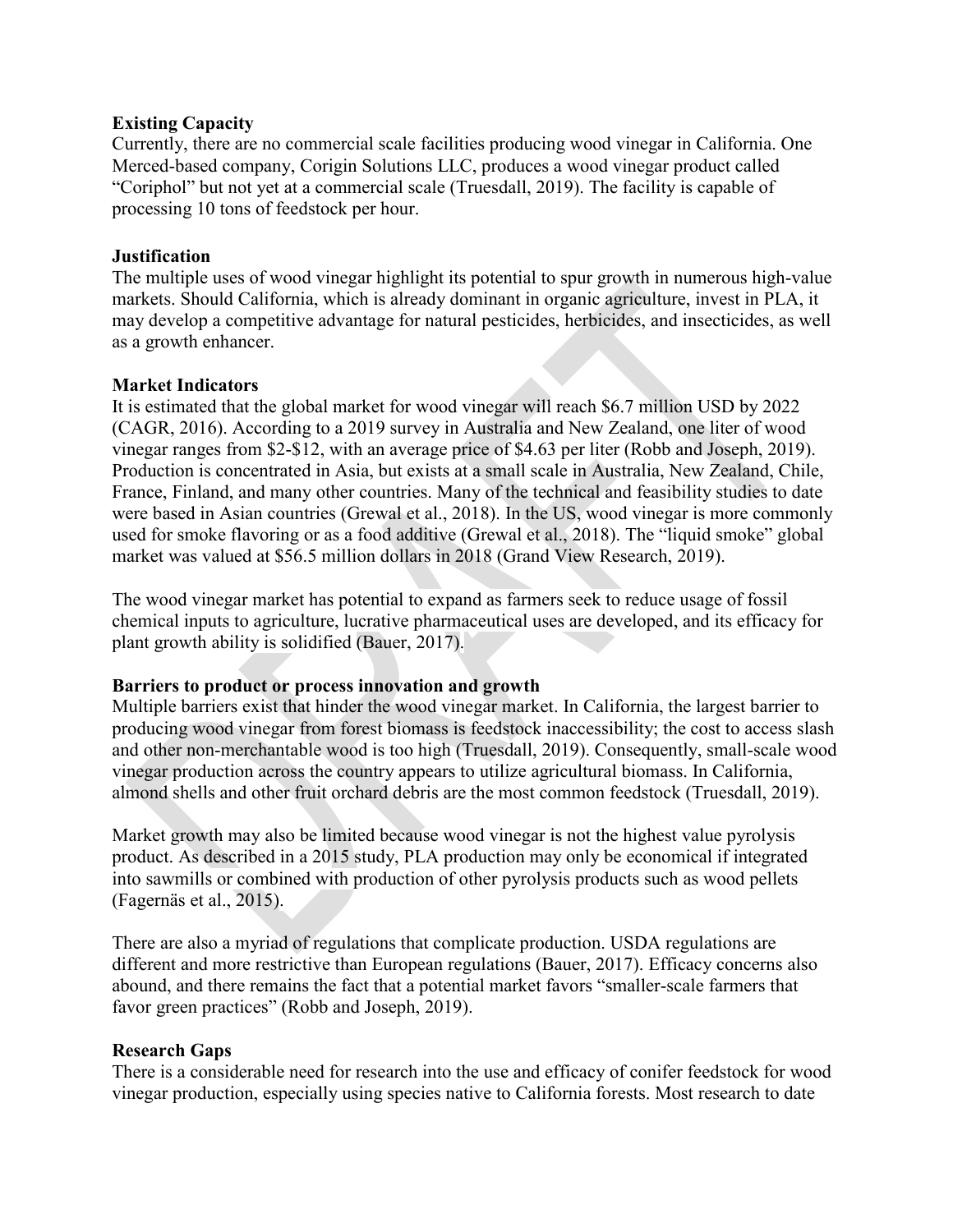**Existing Capacity**

Currently, there are no commercial scale facilities producing wood vinegar in California. One Merced-based company, Corigin Solutions LLC, produces a wood vinegar product called "Coriphol" but not yet at a commercial scale (Truesdall, 2019). The facility is capable of processing 10 tons of feedstock per hour.

**Justification**

The multiple uses of wood vinegar highlight its potential to spur growth in numerous high-value markets. Should California, which is already dominant in organic agriculture, invest in PLA, it may develop a competitive advantage for natural pesticides, herbicides, and insecticides, as well as a growth enhancer.

**Market Indicators**

It is estimated that the global market for wood vinegar will reach $6.7 million USD by 2022 (CAGR, 2016). According to a 2019 survey in Australia and New Zealand, one liter of wood vinegar ranges from $2-$12, with an average price of $4.63 per liter (Robb and Joseph, 2019). Production is concentrated in Asia, but exists at a small scale in Australia, New Zealand, Chile, France, Finland, and many other countries. Many of the technical and feasibility studies to date were based in Asian countries (Grewal et al., 2018). In the US, wood vinegar is more commonly used for smoke flavoring or as a food additive (Grewal et al., 2018). The "liquid smoke" global market was valued at $56.5 million dollars in 2018 (Grand View Research, 2019).

The wood vinegar market has potential to expand as farmers seek to reduce usage of fossil chemical inputs to agriculture, lucrative pharmaceutical uses are developed, and its efficacy for plant growth ability is solidified (Bauer, 2017).

**Barriers to product or process innovation and growth**

Multiple barriers exist that hinder the wood vinegar market. In California, the largest barrier to producing wood vinegar from forest biomass is feedstock inaccessibility; the cost to access slash and other non-merchantable wood is too high (Truesdall, 2019). Consequently, small-scale wood vinegar production across the country appears to utilize agricultural biomass. In California, almond shells and other fruit orchard debris are the most common feedstock (Truesdall, 2019).

Market growth may also be limited because wood vinegar is not the highest value pyrolysis product. As described in a 2015 study, PLA production may only be economical if integrated into sawmills or combined with production of other pyrolysis products such as wood pellets (Fagernäs et al., 2015).

There are also a myriad of regulations that complicate production. USDA regulations are different and more restrictive than European regulations (Bauer, 2017). Efficacy concerns also abound, and there remains the fact that a potential market favors "smaller-scale farmers that favor green practices" (Robb and Joseph, 2019).

**Research Gaps**

There is a considerable need for research into the use and efficacy of conifer feedstock for wood vinegar production, especially using species native to California forests. Most research to date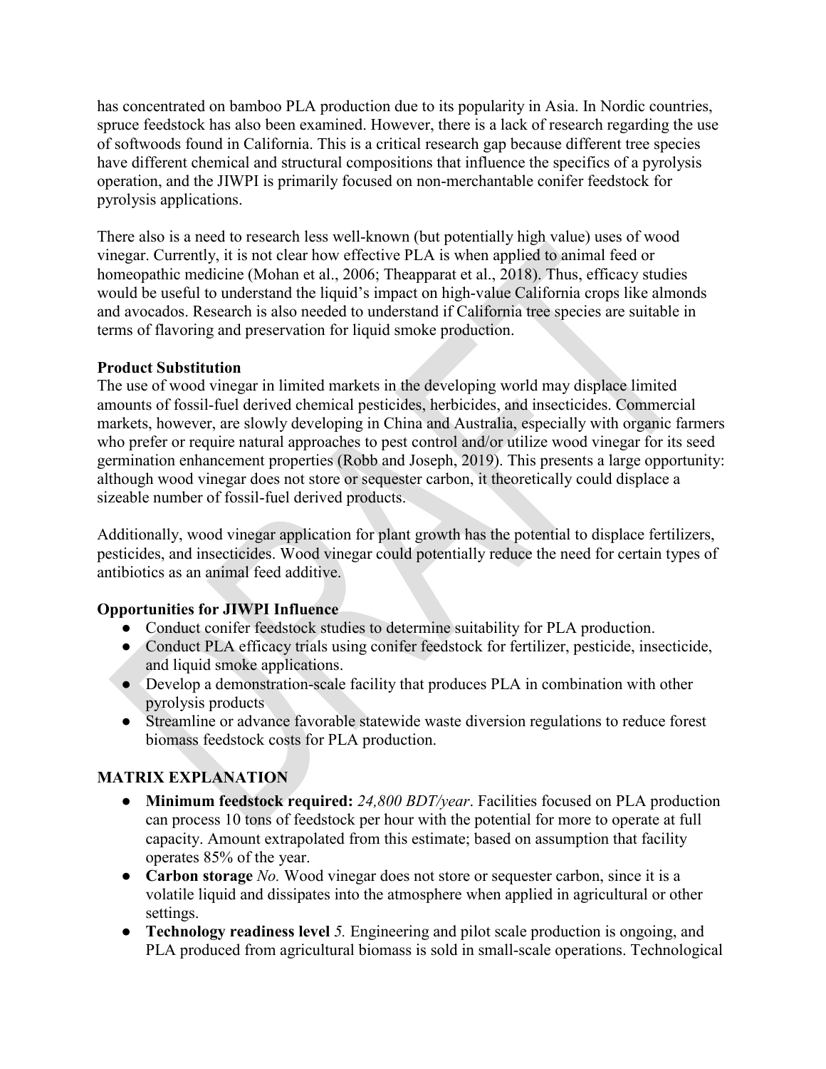has concentrated on bamboo PLA production due to its popularity in Asia. In Nordic countries, spruce feedstock has also been examined. However, there is a lack of research regarding the use of softwoods found in California. This is a critical research gap because different tree species have different chemical and structural compositions that influence the specifics of a pyrolysis operation, and the JIWPI is primarily focused on non-merchantable conifer feedstock for pyrolysis applications.

There also is a need to research less well-known (but potentially high value) uses of wood vinegar. Currently, it is not clear how effective PLA is when applied to animal feed or homeopathic medicine (Mohan et al., 2006; Theapparat et al., 2018). Thus, efficacy studies would be useful to understand the liquid's impact on high-value California crops like almonds and avocados. Research is also needed to understand if California tree species are suitable in terms of flavoring and preservation for liquid smoke production.

**Product Substitution**

The use of wood vinegar in limited markets in the developing world may displace limited amounts of fossil-fuel derived chemical pesticides, herbicides, and insecticides. Commercial markets, however, are slowly developing in China and Australia, especially with organic farmers who prefer or require natural approaches to pest control and/or utilize wood vinegar for its seed germination enhancement properties (Robb and Joseph, 2019). This presents a large opportunity: although wood vinegar does not store or sequester carbon, it theoretically could displace a sizeable number of fossil-fuel derived products.

Additionally, wood vinegar application for plant growth has the potential to displace fertilizers, pesticides, and insecticides. Wood vinegar could potentially reduce the need for certain types of antibiotics as an animal feed additive.

**Opportunities for JIWPI Influence**

- Conduct conifer feedstock studies to determine suitability for PLA production.
- Conduct PLA efficacy trials using conifer feedstock for fertilizer, pesticide, insecticide, and liquid smoke applications.
- Develop a demonstration-scale facility that produces PLA in combination with other pyrolysis products
- Streamline or advance favorable statewide waste diversion regulations to reduce forest biomass feedstock costs for PLA production.

## MATRIX EXPLANATION

- **Minimum feedstock required:** *24,800 BDT/year*. Facilities focused on PLA production can process 10 tons of feedstock per hour with the potential for more to operate at full capacity. Amount extrapolated from this estimate; based on assumption that facility operates 85% of the year.
- **Carbon storage** *No.* Wood vinegar does not store or sequester carbon, since it is a volatile liquid and dissipates into the atmosphere when applied in agricultural or other settings.
- **Technology readiness level** *5.* Engineering and pilot scale production is ongoing, and PLA produced from agricultural biomass is sold in small-scale operations. Technological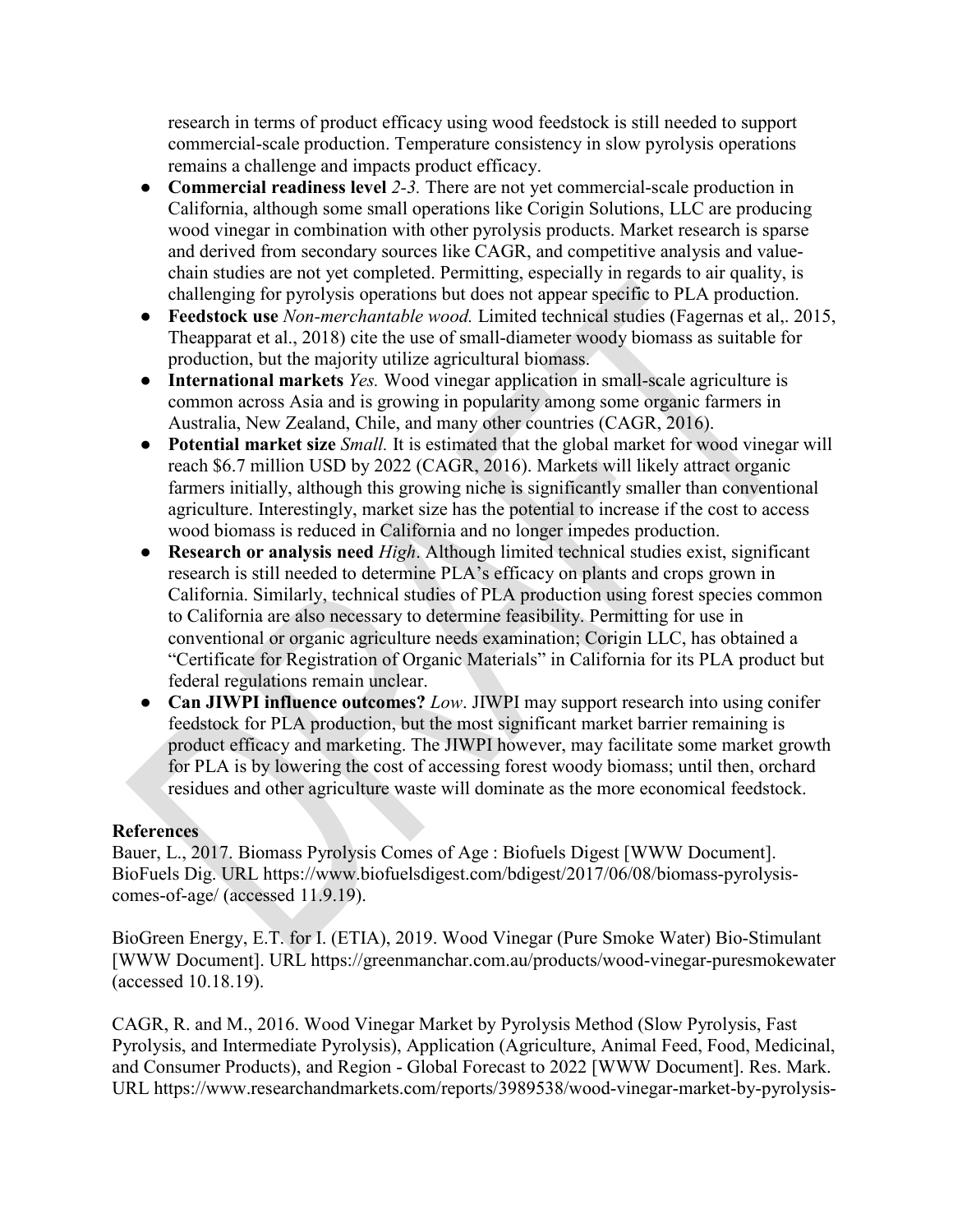research in terms of product efficacy using wood feedstock is still needed to support commercial-scale production. Temperature consistency in slow pyrolysis operations remains a challenge and impacts product efficacy.

- **Commercial readiness level** *2-3.* There are not yet commercial-scale production in California, although some small operations like Corigin Solutions, LLC are producing wood vinegar in combination with other pyrolysis products. Market research is sparse and derived from secondary sources like CAGR, and competitive analysis and value-chain studies are not yet completed. Permitting, especially in regards to air quality, is challenging for pyrolysis operations but does not appear specific to PLA production.
- **Feedstock use** *Non-merchantable wood.* Limited technical studies (Fagernas et al,. 2015, Theapparat et al., 2018) cite the use of small-diameter woody biomass as suitable for production, but the majority utilize agricultural biomass.
- **International markets** *Yes.* Wood vinegar application in small-scale agriculture is common across Asia and is growing in popularity among some organic farmers in Australia, New Zealand, Chile, and many other countries (CAGR, 2016).
- **Potential market size** *Small.* It is estimated that the global market for wood vinegar will reach $6.7 million USD by 2022 (CAGR, 2016). Markets will likely attract organic farmers initially, although this growing niche is significantly smaller than conventional agriculture. Interestingly, market size has the potential to increase if the cost to access wood biomass is reduced in California and no longer impedes production.
- **Research or analysis need** *High*. Although limited technical studies exist, significant research is still needed to determine PLA's efficacy on plants and crops grown in California. Similarly, technical studies of PLA production using forest species common to California are also necessary to determine feasibility. Permitting for use in conventional or organic agriculture needs examination; Corigin LLC, has obtained a "Certificate for Registration of Organic Materials" in California for its PLA product but federal regulations remain unclear.
- **Can JIWPI influence outcomes?** *Low*. JIWPI may support research into using conifer feedstock for PLA production, but the most significant market barrier remaining is product efficacy and marketing. The JIWPI however, may facilitate some market growth for PLA is by lowering the cost of accessing forest woody biomass; until then, orchard residues and other agriculture waste will dominate as the more economical feedstock.

**References**

Bauer, L., 2017. Biomass Pyrolysis Comes of Age : Biofuels Digest [WWW Document]. BioFuels Dig. URL https://www.biofuelsdigest.com/bdigest/2017/06/08/biomass-pyrolysis-comes-of-age/ (accessed 11.9.19).

BioGreen Energy, E.T. for I. (ETIA), 2019. Wood Vinegar (Pure Smoke Water) Bio-Stimulant [WWW Document]. URL https://greenmanchar.com.au/products/wood-vinegar-puresmokewater (accessed 10.18.19).

CAGR, R. and M., 2016. Wood Vinegar Market by Pyrolysis Method (Slow Pyrolysis, Fast Pyrolysis, and Intermediate Pyrolysis), Application (Agriculture, Animal Feed, Food, Medicinal, and Consumer Products), and Region - Global Forecast to 2022 [WWW Document]. Res. Mark. URL https://www.researchandmarkets.com/reports/3989538/wood-vinegar-market-by-pyrolysis-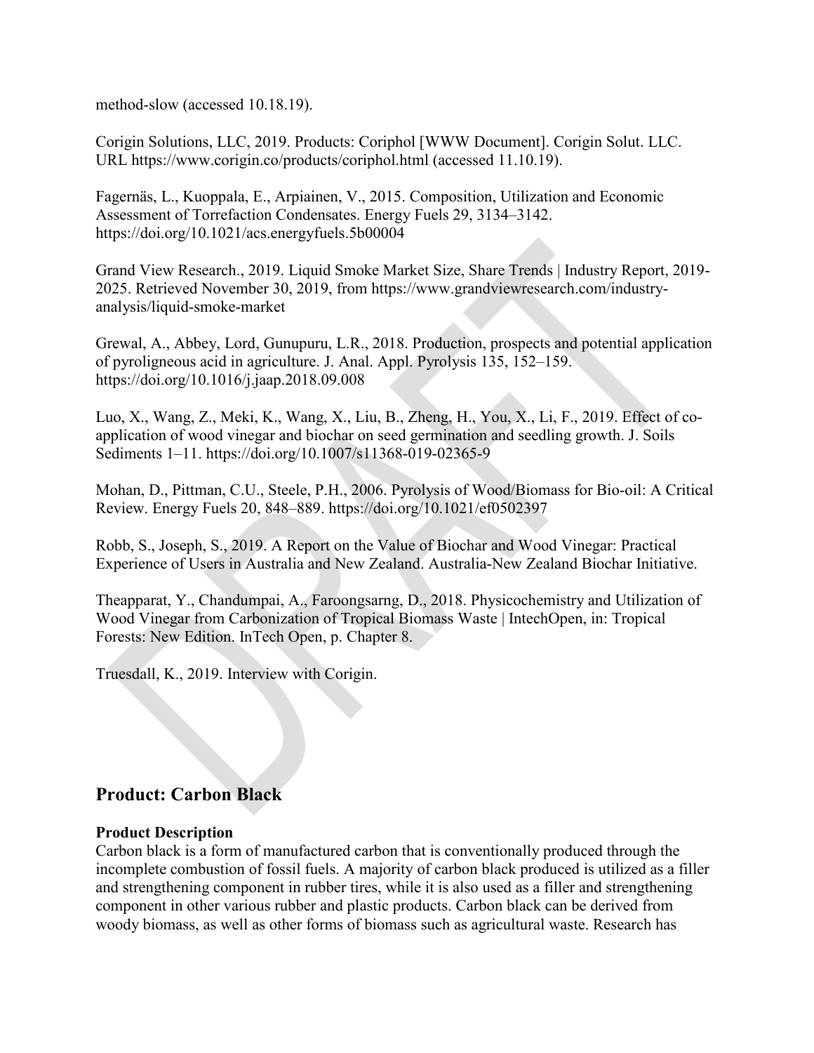method-slow (accessed 10.18.19).

Corigin Solutions, LLC, 2019. Products: Coriphol [WWW Document]. Corigin Solut. LLC. URL https://www.corigin.co/products/coriphol.html (accessed 11.10.19).

Fagernäs, L., Kuoppala, E., Arpiainen, V., 2015. Composition, Utilization and Economic Assessment of Torrefaction Condensates. Energy Fuels 29, 3134–3142. https://doi.org/10.1021/acs.energyfuels.5b00004

Grand View Research., 2019. Liquid Smoke Market Size, Share Trends | Industry Report, 2019-2025. Retrieved November 30, 2019, from https://www.grandviewresearch.com/industry-analysis/liquid-smoke-market

Grewal, A., Abbey, Lord, Gunupuru, L.R., 2018. Production, prospects and potential application of pyroligneous acid in agriculture. J. Anal. Appl. Pyrolysis 135, 152–159. https://doi.org/10.1016/j.jaap.2018.09.008

Luo, X., Wang, Z., Meki, K., Wang, X., Liu, B., Zheng, H., You, X., Li, F., 2019. Effect of co-application of wood vinegar and biochar on seed germination and seedling growth. J. Soils Sediments 1–11. https://doi.org/10.1007/s11368-019-02365-9

Mohan, D., Pittman, C.U., Steele, P.H., 2006. Pyrolysis of Wood/Biomass for Bio-oil: A Critical Review. Energy Fuels 20, 848–889. https://doi.org/10.1021/ef0502397

Robb, S., Joseph, S., 2019. A Report on the Value of Biochar and Wood Vinegar: Practical Experience of Users in Australia and New Zealand. Australia-New Zealand Biochar Initiative.

Theapparat, Y., Chandumpai, A., Faroongsarng, D., 2018. Physicochemistry and Utilization of Wood Vinegar from Carbonization of Tropical Biomass Waste | IntechOpen, in: Tropical Forests: New Edition. InTech Open, p. Chapter 8.

Truesdall, K., 2019. Interview with Corigin.

## Product: Carbon Black

### Product Description

Carbon black is a form of manufactured carbon that is conventionally produced through the incomplete combustion of fossil fuels. A majority of carbon black produced is utilized as a filler and strengthening component in rubber tires, while it is also used as a filler and strengthening component in other various rubber and plastic products. Carbon black can be derived from woody biomass, as well as other forms of biomass such as agricultural waste. Research has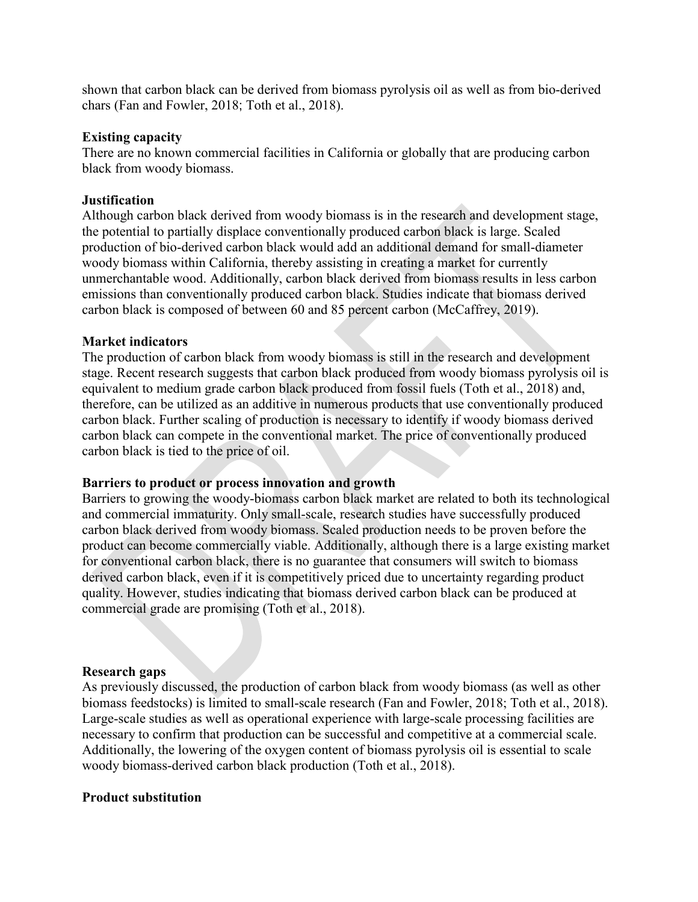shown that carbon black can be derived from biomass pyrolysis oil as well as from bio-derived chars (Fan and Fowler, 2018; Toth et al., 2018).

**Existing capacity**

There are no known commercial facilities in California or globally that are producing carbon black from woody biomass.

**Justification**

Although carbon black derived from woody biomass is in the research and development stage, the potential to partially displace conventionally produced carbon black is large. Scaled production of bio-derived carbon black would add an additional demand for small-diameter woody biomass within California, thereby assisting in creating a market for currently unmerchantable wood. Additionally, carbon black derived from biomass results in less carbon emissions than conventionally produced carbon black. Studies indicate that biomass derived carbon black is composed of between 60 and 85 percent carbon (McCaffrey, 2019).

**Market indicators**

The production of carbon black from woody biomass is still in the research and development stage. Recent research suggests that carbon black produced from woody biomass pyrolysis oil is equivalent to medium grade carbon black produced from fossil fuels (Toth et al., 2018) and, therefore, can be utilized as an additive in numerous products that use conventionally produced carbon black. Further scaling of production is necessary to identify if woody biomass derived carbon black can compete in the conventional market. The price of conventionally produced carbon black is tied to the price of oil.

**Barriers to product or process innovation and growth**

Barriers to growing the woody-biomass carbon black market are related to both its technological and commercial immaturity. Only small-scale, research studies have successfully produced carbon black derived from woody biomass. Scaled production needs to be proven before the product can become commercially viable. Additionally, although there is a large existing market for conventional carbon black, there is no guarantee that consumers will switch to biomass derived carbon black, even if it is competitively priced due to uncertainty regarding product quality. However, studies indicating that biomass derived carbon black can be produced at commercial grade are promising (Toth et al., 2018).

**Research gaps**

As previously discussed, the production of carbon black from woody biomass (as well as other biomass feedstocks) is limited to small-scale research (Fan and Fowler, 2018; Toth et al., 2018). Large-scale studies as well as operational experience with large-scale processing facilities are necessary to confirm that production can be successful and competitive at a commercial scale. Additionally, the lowering of the oxygen content of biomass pyrolysis oil is essential to scale woody biomass-derived carbon black production (Toth et al., 2018).

**Product substitution**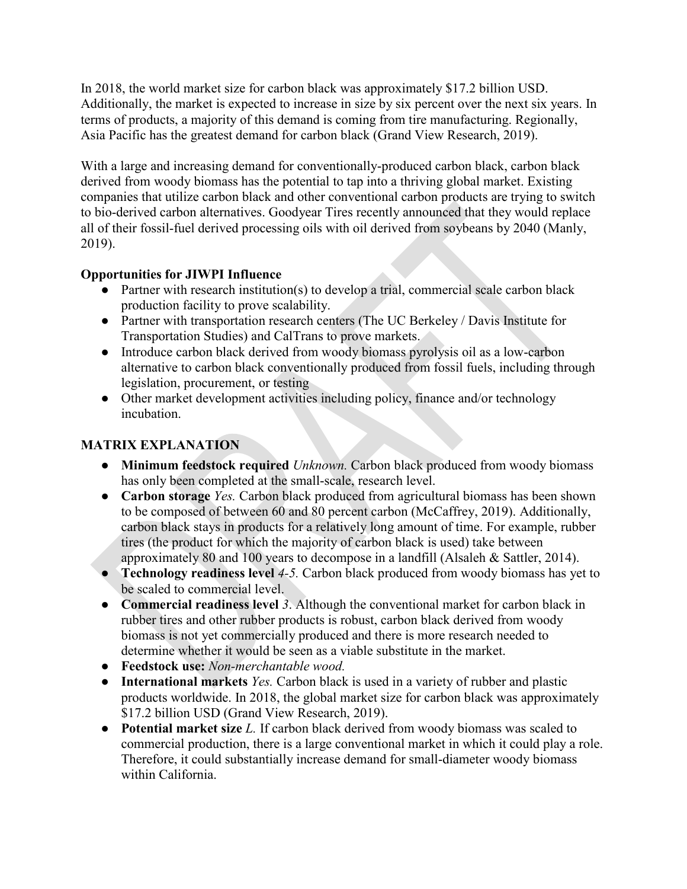In 2018, the world market size for carbon black was approximately $17.2 billion USD. Additionally, the market is expected to increase in size by six percent over the next six years. In terms of products, a majority of this demand is coming from tire manufacturing. Regionally, Asia Pacific has the greatest demand for carbon black (Grand View Research, 2019).

With a large and increasing demand for conventionally-produced carbon black, carbon black derived from woody biomass has the potential to tap into a thriving global market. Existing companies that utilize carbon black and other conventional carbon products are trying to switch to bio-derived carbon alternatives. Goodyear Tires recently announced that they would replace all of their fossil-fuel derived processing oils with oil derived from soybeans by 2040 (Manly, 2019).

**Opportunities for JIWPI Influence**

- Partner with research institution(s) to develop a trial, commercial scale carbon black production facility to prove scalability.
- Partner with transportation research centers (The UC Berkeley / Davis Institute for Transportation Studies) and CalTrans to prove markets.
- Introduce carbon black derived from woody biomass pyrolysis oil as a low-carbon alternative to carbon black conventionally produced from fossil fuels, including through legislation, procurement, or testing
- Other market development activities including policy, finance and/or technology incubation.

**MATRIX EXPLANATION**

- **Minimum feedstock required** *Unknown.* Carbon black produced from woody biomass has only been completed at the small-scale, research level.
- **Carbon storage** *Yes.* Carbon black produced from agricultural biomass has been shown to be composed of between 60 and 80 percent carbon (McCaffrey, 2019). Additionally, carbon black stays in products for a relatively long amount of time. For example, rubber tires (the product for which the majority of carbon black is used) take between approximately 80 and 100 years to decompose in a landfill (Alsaleh & Sattler, 2014).
- **Technology readiness level** *4-5.* Carbon black produced from woody biomass has yet to be scaled to commercial level.
- **Commercial readiness level** *3*. Although the conventional market for carbon black in rubber tires and other rubber products is robust, carbon black derived from woody biomass is not yet commercially produced and there is more research needed to determine whether it would be seen as a viable substitute in the market.
- **Feedstock use:** *Non-merchantable wood.*
- **International markets** *Yes.* Carbon black is used in a variety of rubber and plastic products worldwide. In 2018, the global market size for carbon black was approximately $17.2 billion USD (Grand View Research, 2019).
- **Potential market size** *L.* If carbon black derived from woody biomass was scaled to commercial production, there is a large conventional market in which it could play a role. Therefore, it could substantially increase demand for small-diameter woody biomass within California.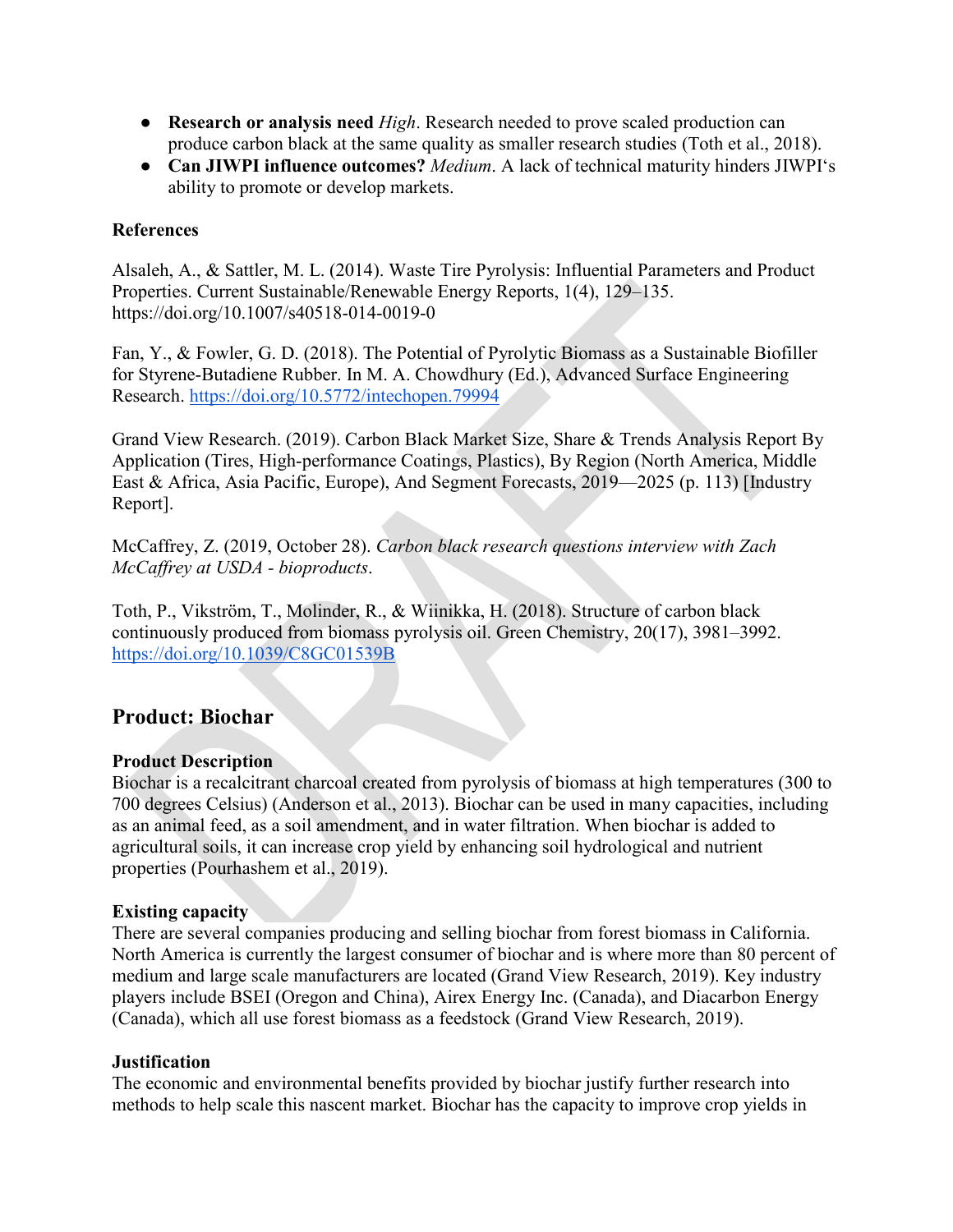- **Research or analysis need** *High*. Research needed to prove scaled production can produce carbon black at the same quality as smaller research studies (Toth et al., 2018).
- **Can JIWPI influence outcomes?** *Medium*. A lack of technical maturity hinders JIWPI's ability to promote or develop markets.

**References**

Alsaleh, A., & Sattler, M. L. (2014). Waste Tire Pyrolysis: Influential Parameters and Product Properties. Current Sustainable/Renewable Energy Reports, 1(4), 129–135. https://doi.org/10.1007/s40518-014-0019-0

Fan, Y., & Fowler, G. D. (2018). The Potential of Pyrolytic Biomass as a Sustainable Biofiller for Styrene-Butadiene Rubber. In M. A. Chowdhury (Ed.), Advanced Surface Engineering Research. https://doi.org/10.5772/intechopen.79994

Grand View Research. (2019). Carbon Black Market Size, Share & Trends Analysis Report By Application (Tires, High-performance Coatings, Plastics), By Region (North America, Middle East & Africa, Asia Pacific, Europe), And Segment Forecasts, 2019—2025 (p. 113) [Industry Report].

McCaffrey, Z. (2019, October 28). *Carbon black research questions interview with Zach McCaffrey at USDA - bioproducts*.

Toth, P., Vikström, T., Molinder, R., & Wiinikka, H. (2018). Structure of carbon black continuously produced from biomass pyrolysis oil. Green Chemistry, 20(17), 3981–3992. https://doi.org/10.1039/C8GC01539B

## Product: Biochar

**Product Description**
Biochar is a recalcitrant charcoal created from pyrolysis of biomass at high temperatures (300 to 700 degrees Celsius) (Anderson et al., 2013). Biochar can be used in many capacities, including as an animal feed, as a soil amendment, and in water filtration. When biochar is added to agricultural soils, it can increase crop yield by enhancing soil hydrological and nutrient properties (Pourhashem et al., 2019).

**Existing capacity**
There are several companies producing and selling biochar from forest biomass in California. North America is currently the largest consumer of biochar and is where more than 80 percent of medium and large scale manufacturers are located (Grand View Research, 2019). Key industry players include BSEI (Oregon and China), Airex Energy Inc. (Canada), and Diacarbon Energy (Canada), which all use forest biomass as a feedstock (Grand View Research, 2019).

**Justification**
The economic and environmental benefits provided by biochar justify further research into methods to help scale this nascent market. Biochar has the capacity to improve crop yields in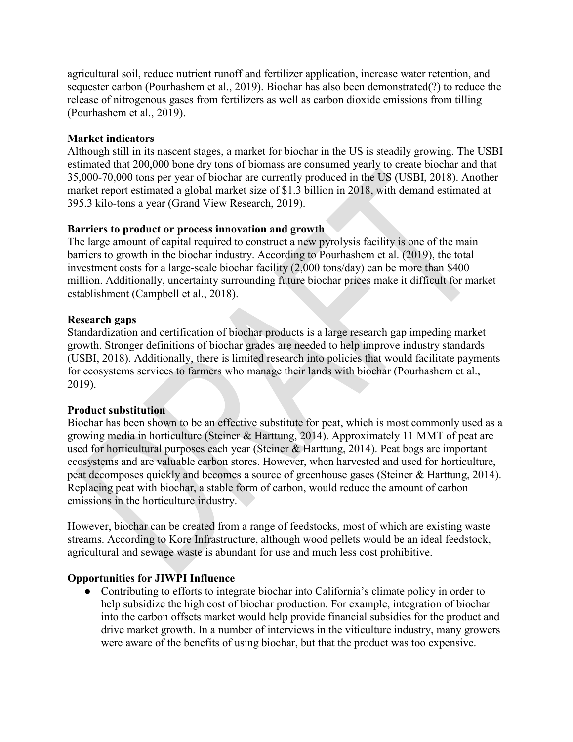agricultural soil, reduce nutrient runoff and fertilizer application, increase water retention, and sequester carbon (Pourhashem et al., 2019). Biochar has also been demonstrated(?) to reduce the release of nitrogenous gases from fertilizers as well as carbon dioxide emissions from tilling (Pourhashem et al., 2019).

**Market indicators**

Although still in its nascent stages, a market for biochar in the US is steadily growing. The USBI estimated that 200,000 bone dry tons of biomass are consumed yearly to create biochar and that 35,000-70,000 tons per year of biochar are currently produced in the US (USBI, 2018). Another market report estimated a global market size of $1.3 billion in 2018, with demand estimated at 395.3 kilo-tons a year (Grand View Research, 2019).

**Barriers to product or process innovation and growth**

The large amount of capital required to construct a new pyrolysis facility is one of the main barriers to growth in the biochar industry. According to Pourhashem et al. (2019), the total investment costs for a large-scale biochar facility (2,000 tons/day) can be more than $400 million. Additionally, uncertainty surrounding future biochar prices make it difficult for market establishment (Campbell et al., 2018).

**Research gaps**

Standardization and certification of biochar products is a large research gap impeding market growth. Stronger definitions of biochar grades are needed to help improve industry standards (USBI, 2018). Additionally, there is limited research into policies that would facilitate payments for ecosystems services to farmers who manage their lands with biochar (Pourhashem et al., 2019).

**Product substitution**

Biochar has been shown to be an effective substitute for peat, which is most commonly used as a growing media in horticulture (Steiner & Harttung, 2014). Approximately 11 MMT of peat are used for horticultural purposes each year (Steiner & Harttung, 2014). Peat bogs are important ecosystems and are valuable carbon stores. However, when harvested and used for horticulture, peat decomposes quickly and becomes a source of greenhouse gases (Steiner & Harttung, 2014). Replacing peat with biochar, a stable form of carbon, would reduce the amount of carbon emissions in the horticulture industry.

However, biochar can be created from a range of feedstocks, most of which are existing waste streams. According to Kore Infrastructure, although wood pellets would be an ideal feedstock, agricultural and sewage waste is abundant for use and much less cost prohibitive.

**Opportunities for JIWPI Influence**

- Contributing to efforts to integrate biochar into California's climate policy in order to help subsidize the high cost of biochar production. For example, integration of biochar into the carbon offsets market would help provide financial subsidies for the product and drive market growth. In a number of interviews in the viticulture industry, many growers were aware of the benefits of using biochar, but that the product was too expensive.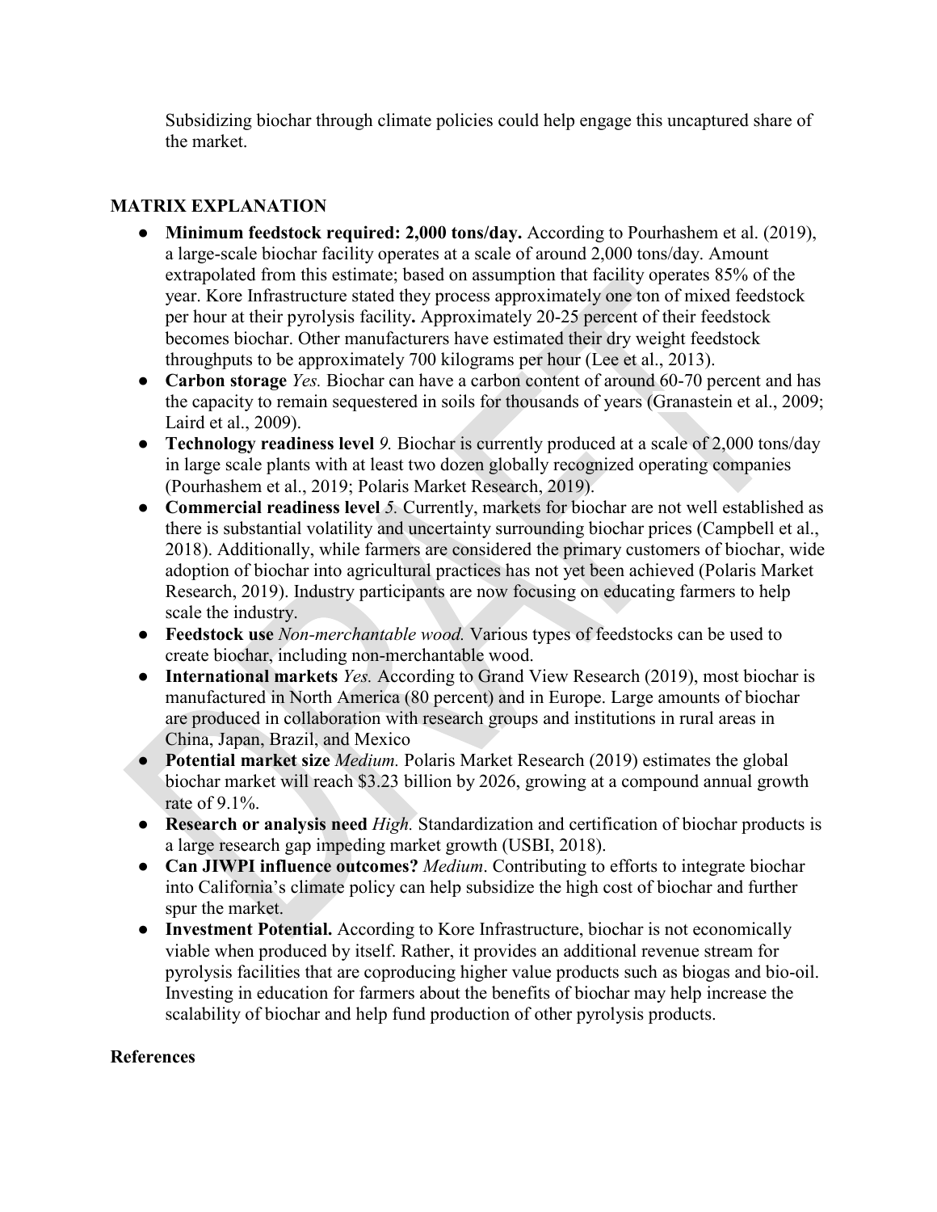Subsidizing biochar through climate policies could help engage this uncaptured share of the market.

### MATRIX EXPLANATION

- **Minimum feedstock required: 2,000 tons/day.** According to Pourhashem et al. (2019), a large-scale biochar facility operates at a scale of around 2,000 tons/day. Amount extrapolated from this estimate; based on assumption that facility operates 85% of the year. Kore Infrastructure stated they process approximately one ton of mixed feedstock per hour at their pyrolysis facility**.** Approximately 20-25 percent of their feedstock becomes biochar. Other manufacturers have estimated their dry weight feedstock throughputs to be approximately 700 kilograms per hour (Lee et al., 2013).
- **Carbon storage** *Yes.* Biochar can have a carbon content of around 60-70 percent and has the capacity to remain sequestered in soils for thousands of years (Granastein et al., 2009; Laird et al., 2009).
- **Technology readiness level** *9.* Biochar is currently produced at a scale of 2,000 tons/day in large scale plants with at least two dozen globally recognized operating companies (Pourhashem et al., 2019; Polaris Market Research, 2019).
- **Commercial readiness level** *5.* Currently, markets for biochar are not well established as there is substantial volatility and uncertainty surrounding biochar prices (Campbell et al., 2018). Additionally, while farmers are considered the primary customers of biochar, wide adoption of biochar into agricultural practices has not yet been achieved (Polaris Market Research, 2019). Industry participants are now focusing on educating farmers to help scale the industry.
- **Feedstock use** *Non-merchantable wood.* Various types of feedstocks can be used to create biochar, including non-merchantable wood.
- **International markets** *Yes.* According to Grand View Research (2019), most biochar is manufactured in North America (80 percent) and in Europe. Large amounts of biochar are produced in collaboration with research groups and institutions in rural areas in China, Japan, Brazil, and Mexico
- **Potential market size** *Medium.* Polaris Market Research (2019) estimates the global biochar market will reach $3.23 billion by 2026, growing at a compound annual growth rate of 9.1%.
- **Research or analysis need** *High.* Standardization and certification of biochar products is a large research gap impeding market growth (USBI, 2018).
- **Can JIWPI influence outcomes?** *Medium*. Contributing to efforts to integrate biochar into California's climate policy can help subsidize the high cost of biochar and further spur the market.
- **Investment Potential.** According to Kore Infrastructure, biochar is not economically viable when produced by itself. Rather, it provides an additional revenue stream for pyrolysis facilities that are coproducing higher value products such as biogas and bio-oil. Investing in education for farmers about the benefits of biochar may help increase the scalability of biochar and help fund production of other pyrolysis products.

### References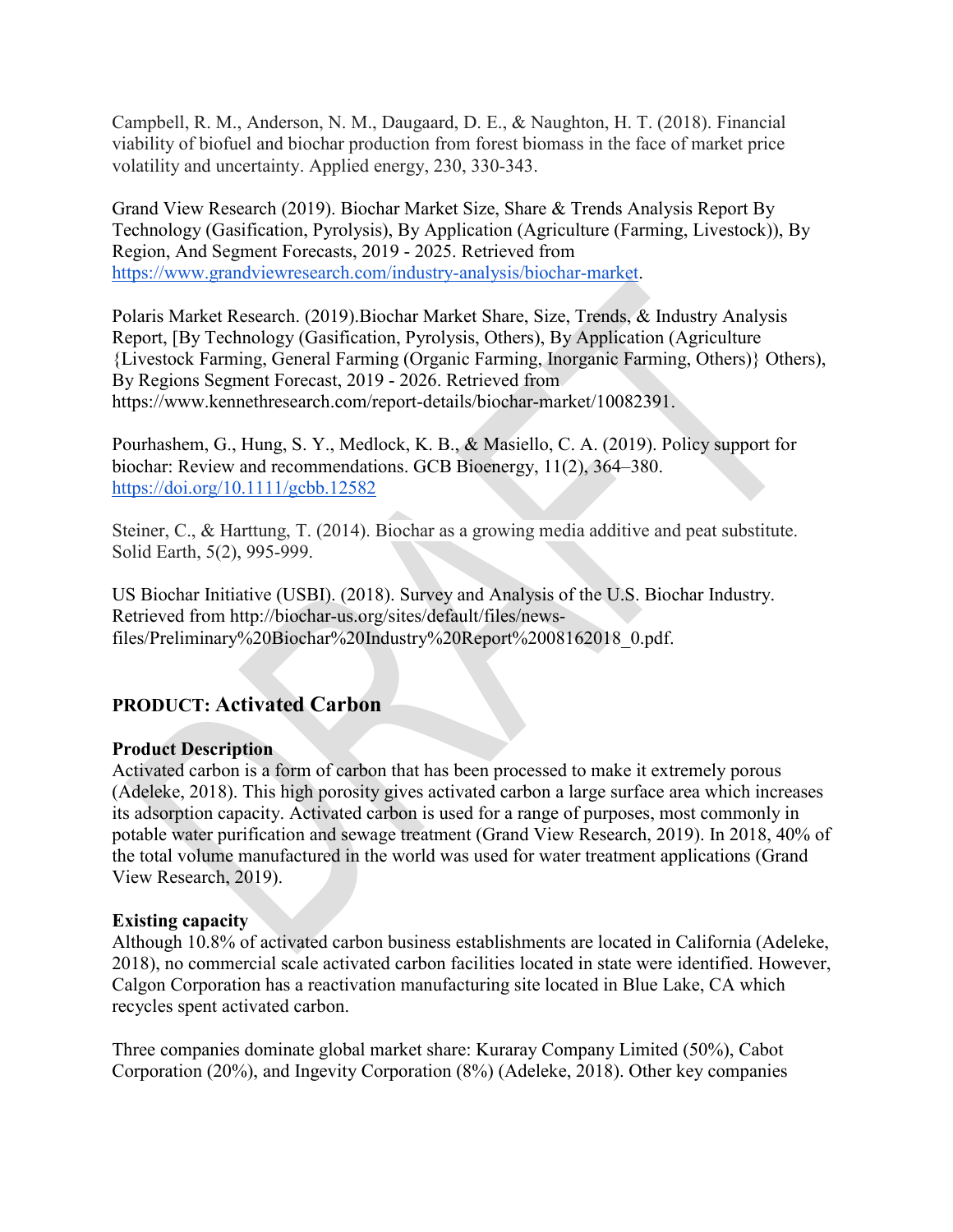Campbell, R. M., Anderson, N. M., Daugaard, D. E., & Naughton, H. T. (2018). Financial viability of biofuel and biochar production from forest biomass in the face of market price volatility and uncertainty. Applied energy, 230, 330-343.

Grand View Research (2019). Biochar Market Size, Share & Trends Analysis Report By Technology (Gasification, Pyrolysis), By Application (Agriculture (Farming, Livestock)), By Region, And Segment Forecasts, 2019 - 2025. Retrieved from https://www.grandviewresearch.com/industry-analysis/biochar-market.

Polaris Market Research. (2019).Biochar Market Share, Size, Trends, & Industry Analysis Report, [By Technology (Gasification, Pyrolysis, Others), By Application (Agriculture {Livestock Farming, General Farming (Organic Farming, Inorganic Farming, Others)} Others), By Regions Segment Forecast, 2019 - 2026. Retrieved from https://www.kennethresearch.com/report-details/biochar-market/10082391.

Pourhashem, G., Hung, S. Y., Medlock, K. B., & Masiello, C. A. (2019). Policy support for biochar: Review and recommendations. GCB Bioenergy, 11(2), 364–380. https://doi.org/10.1111/gcbb.12582

Steiner, C., & Harttung, T. (2014). Biochar as a growing media additive and peat substitute. Solid Earth, 5(2), 995-999.

US Biochar Initiative (USBI). (2018). Survey and Analysis of the U.S. Biochar Industry. Retrieved from http://biochar-us.org/sites/default/files/news-files/Preliminary%20Biochar%20Industry%20Report%2008162018_0.pdf.

## PRODUCT: Activated Carbon

**Product Description**

Activated carbon is a form of carbon that has been processed to make it extremely porous (Adeleke, 2018). This high porosity gives activated carbon a large surface area which increases its adsorption capacity. Activated carbon is used for a range of purposes, most commonly in potable water purification and sewage treatment (Grand View Research, 2019). In 2018, 40% of the total volume manufactured in the world was used for water treatment applications (Grand View Research, 2019).

**Existing capacity**

Although 10.8% of activated carbon business establishments are located in California (Adeleke, 2018), no commercial scale activated carbon facilities located in state were identified. However, Calgon Corporation has a reactivation manufacturing site located in Blue Lake, CA which recycles spent activated carbon.

Three companies dominate global market share: Kuraray Company Limited (50%), Cabot Corporation (20%), and Ingevity Corporation (8%) (Adeleke, 2018). Other key companies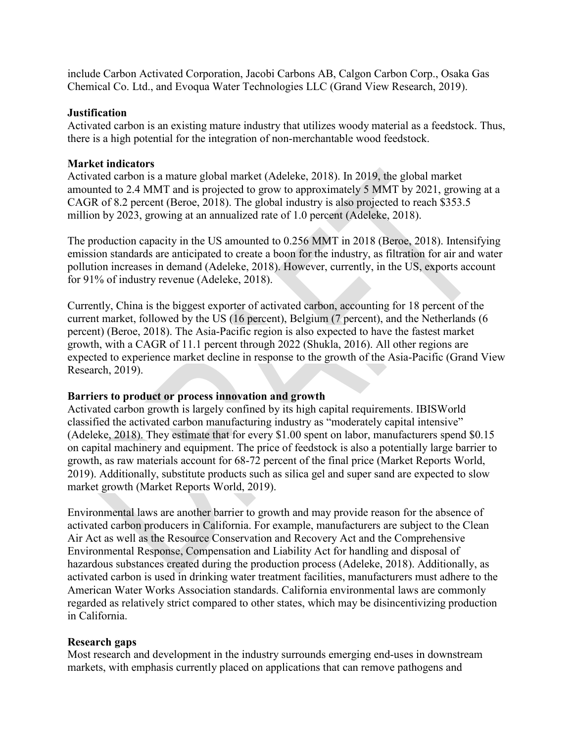include Carbon Activated Corporation, Jacobi Carbons AB, Calgon Carbon Corp., Osaka Gas Chemical Co. Ltd., and Evoqua Water Technologies LLC (Grand View Research, 2019).

**Justification**

Activated carbon is an existing mature industry that utilizes woody material as a feedstock. Thus, there is a high potential for the integration of non-merchantable wood feedstock.

**Market indicators**

Activated carbon is a mature global market (Adeleke, 2018). In 2019, the global market amounted to 2.4 MMT and is projected to grow to approximately 5 MMT by 2021, growing at a CAGR of 8.2 percent (Beroe, 2018). The global industry is also projected to reach $353.5 million by 2023, growing at an annualized rate of 1.0 percent (Adeleke, 2018).

The production capacity in the US amounted to 0.256 MMT in 2018 (Beroe, 2018). Intensifying emission standards are anticipated to create a boon for the industry, as filtration for air and water pollution increases in demand (Adeleke, 2018). However, currently, in the US, exports account for 91% of industry revenue (Adeleke, 2018).

Currently, China is the biggest exporter of activated carbon, accounting for 18 percent of the current market, followed by the US (16 percent), Belgium (7 percent), and the Netherlands (6 percent) (Beroe, 2018). The Asia-Pacific region is also expected to have the fastest market growth, with a CAGR of 11.1 percent through 2022 (Shukla, 2016). All other regions are expected to experience market decline in response to the growth of the Asia-Pacific (Grand View Research, 2019).

**Barriers to product or process innovation and growth**

Activated carbon growth is largely confined by its high capital requirements. IBISWorld classified the activated carbon manufacturing industry as "moderately capital intensive" (Adeleke, 2018). They estimate that for every $1.00 spent on labor, manufacturers spend $0.15 on capital machinery and equipment. The price of feedstock is also a potentially large barrier to growth, as raw materials account for 68-72 percent of the final price (Market Reports World, 2019). Additionally, substitute products such as silica gel and super sand are expected to slow market growth (Market Reports World, 2019).

Environmental laws are another barrier to growth and may provide reason for the absence of activated carbon producers in California. For example, manufacturers are subject to the Clean Air Act as well as the Resource Conservation and Recovery Act and the Comprehensive Environmental Response, Compensation and Liability Act for handling and disposal of hazardous substances created during the production process (Adeleke, 2018). Additionally, as activated carbon is used in drinking water treatment facilities, manufacturers must adhere to the American Water Works Association standards. California environmental laws are commonly regarded as relatively strict compared to other states, which may be disincentivizing production in California.

**Research gaps**

Most research and development in the industry surrounds emerging end-uses in downstream markets, with emphasis currently placed on applications that can remove pathogens and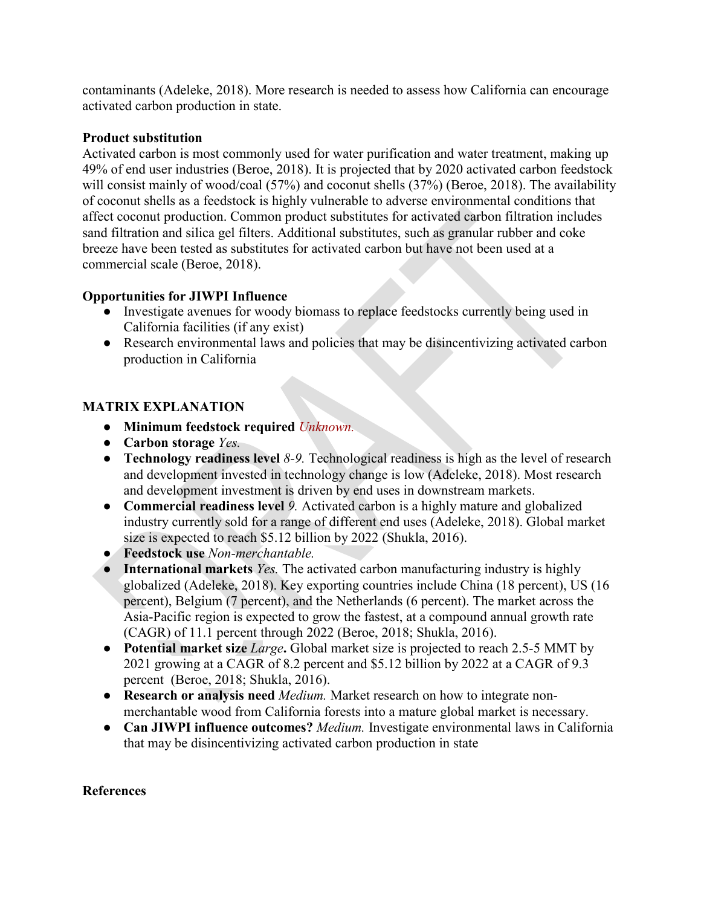contaminants (Adeleke, 2018). More research is needed to assess how California can encourage activated carbon production in state.

**Product substitution**

Activated carbon is most commonly used for water purification and water treatment, making up 49% of end user industries (Beroe, 2018). It is projected that by 2020 activated carbon feedstock will consist mainly of wood/coal (57%) and coconut shells (37%) (Beroe, 2018). The availability of coconut shells as a feedstock is highly vulnerable to adverse environmental conditions that affect coconut production. Common product substitutes for activated carbon filtration includes sand filtration and silica gel filters. Additional substitutes, such as granular rubber and coke breeze have been tested as substitutes for activated carbon but have not been used at a commercial scale (Beroe, 2018).

**Opportunities for JIWPI Influence**

- Investigate avenues for woody biomass to replace feedstocks currently being used in California facilities (if any exist)
- Research environmental laws and policies that may be disincentivizing activated carbon production in California

**MATRIX EXPLANATION**

- **Minimum feedstock required** *Unknown.*
- **Carbon storage** *Yes.*
- **Technology readiness level** *8-9.* Technological readiness is high as the level of research and development invested in technology change is low (Adeleke, 2018). Most research and development investment is driven by end uses in downstream markets.
- **Commercial readiness level** *9.* Activated carbon is a highly mature and globalized industry currently sold for a range of different end uses (Adeleke, 2018). Global market size is expected to reach $5.12 billion by 2022 (Shukla, 2016).
- **Feedstock use** *Non-merchantable.*
- **International markets** *Yes.* The activated carbon manufacturing industry is highly globalized (Adeleke, 2018). Key exporting countries include China (18 percent), US (16 percent), Belgium (7 percent), and the Netherlands (6 percent). The market across the Asia-Pacific region is expected to grow the fastest, at a compound annual growth rate (CAGR) of 11.1 percent through 2022 (Beroe, 2018; Shukla, 2016).
- **Potential market size** *Large***.** Global market size is projected to reach 2.5-5 MMT by 2021 growing at a CAGR of 8.2 percent and $5.12 billion by 2022 at a CAGR of 9.3 percent (Beroe, 2018; Shukla, 2016).
- **Research or analysis need** *Medium.* Market research on how to integrate non-merchantable wood from California forests into a mature global market is necessary.
- **Can JIWPI influence outcomes?** *Medium.* Investigate environmental laws in California that may be disincentivizing activated carbon production in state

**References**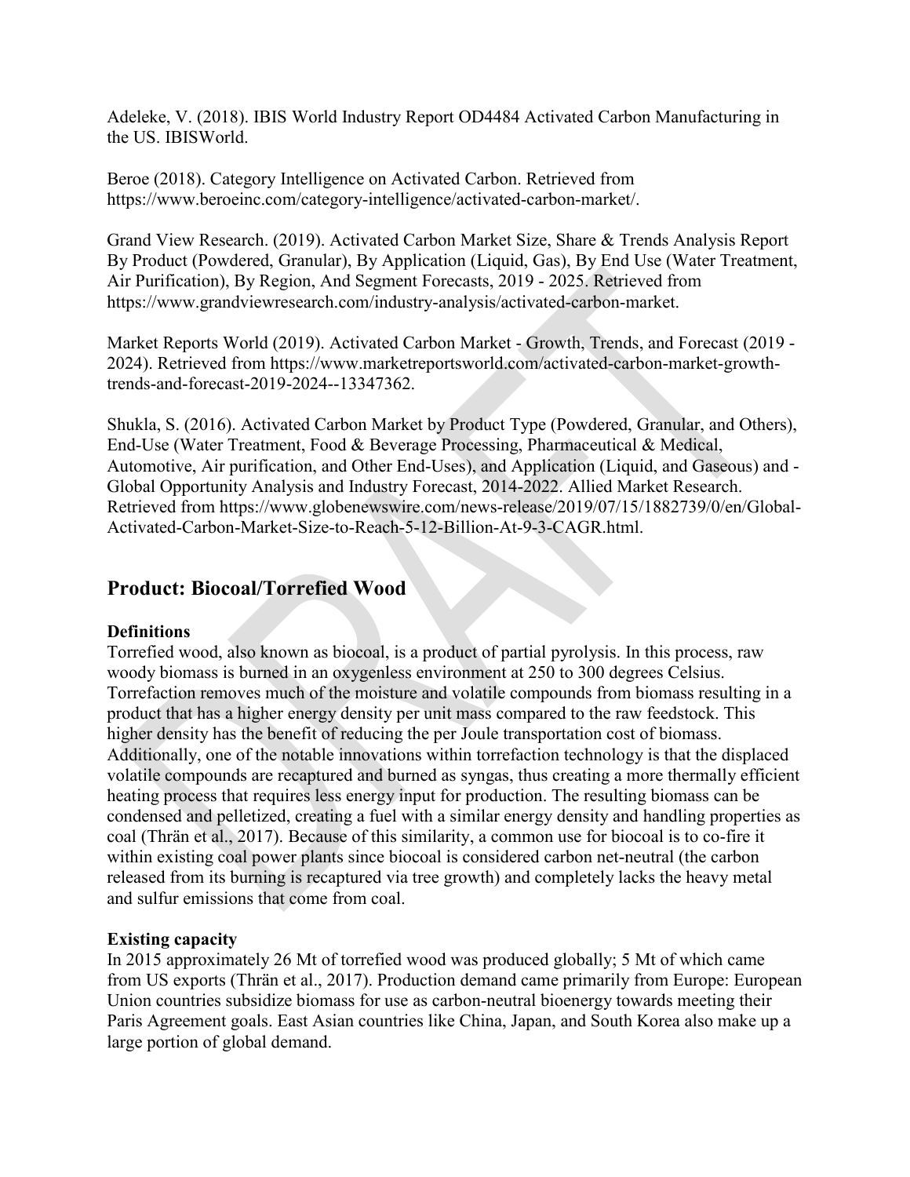Adeleke, V. (2018). IBIS World Industry Report OD4484 Activated Carbon Manufacturing in the US. IBISWorld.

Beroe (2018). Category Intelligence on Activated Carbon. Retrieved from https://www.beroeinc.com/category-intelligence/activated-carbon-market/.

Grand View Research. (2019). Activated Carbon Market Size, Share & Trends Analysis Report By Product (Powdered, Granular), By Application (Liquid, Gas), By End Use (Water Treatment, Air Purification), By Region, And Segment Forecasts, 2019 - 2025. Retrieved from https://www.grandviewresearch.com/industry-analysis/activated-carbon-market.

Market Reports World (2019). Activated Carbon Market - Growth, Trends, and Forecast (2019 - 2024). Retrieved from https://www.marketreportsworld.com/activated-carbon-market-growth-trends-and-forecast-2019-2024--13347362.

Shukla, S. (2016). Activated Carbon Market by Product Type (Powdered, Granular, and Others), End-Use (Water Treatment, Food & Beverage Processing, Pharmaceutical & Medical, Automotive, Air purification, and Other End-Uses), and Application (Liquid, and Gaseous) and - Global Opportunity Analysis and Industry Forecast, 2014-2022. Allied Market Research. Retrieved from https://www.globenewswire.com/news-release/2019/07/15/1882739/0/en/Global-Activated-Carbon-Market-Size-to-Reach-5-12-Billion-At-9-3-CAGR.html.

## Product: Biocoal/Torrefied Wood

**Definitions**

Torrefied wood, also known as biocoal, is a product of partial pyrolysis. In this process, raw woody biomass is burned in an oxygenless environment at 250 to 300 degrees Celsius. Torrefaction removes much of the moisture and volatile compounds from biomass resulting in a product that has a higher energy density per unit mass compared to the raw feedstock. This higher density has the benefit of reducing the per Joule transportation cost of biomass. Additionally, one of the notable innovations within torrefaction technology is that the displaced volatile compounds are recaptured and burned as syngas, thus creating a more thermally efficient heating process that requires less energy input for production. The resulting biomass can be condensed and pelletized, creating a fuel with a similar energy density and handling properties as coal (Thrän et al., 2017). Because of this similarity, a common use for biocoal is to co-fire it within existing coal power plants since biocoal is considered carbon net-neutral (the carbon released from its burning is recaptured via tree growth) and completely lacks the heavy metal and sulfur emissions that come from coal.

**Existing capacity**

In 2015 approximately 26 Mt of torrefied wood was produced globally; 5 Mt of which came from US exports (Thrän et al., 2017). Production demand came primarily from Europe: European Union countries subsidize biomass for use as carbon-neutral bioenergy towards meeting their Paris Agreement goals. East Asian countries like China, Japan, and South Korea also make up a large portion of global demand.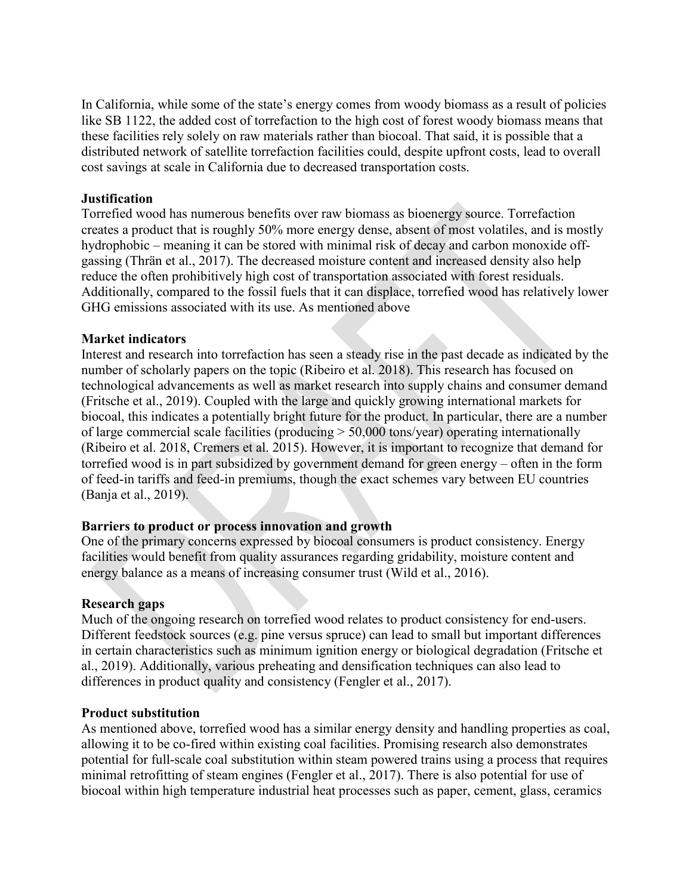In California, while some of the state's energy comes from woody biomass as a result of policies like SB 1122, the added cost of torrefaction to the high cost of forest woody biomass means that these facilities rely solely on raw materials rather than biocoal. That said, it is possible that a distributed network of satellite torrefaction facilities could, despite upfront costs, lead to overall cost savings at scale in California due to decreased transportation costs.

**Justification**

Torrefied wood has numerous benefits over raw biomass as bioenergy source. Torrefaction creates a product that is roughly 50% more energy dense, absent of most volatiles, and is mostly hydrophobic – meaning it can be stored with minimal risk of decay and carbon monoxide off-gassing (Thrän et al., 2017). The decreased moisture content and increased density also help reduce the often prohibitively high cost of transportation associated with forest residuals. Additionally, compared to the fossil fuels that it can displace, torrefied wood has relatively lower GHG emissions associated with its use. As mentioned above

**Market indicators**

Interest and research into torrefaction has seen a steady rise in the past decade as indicated by the number of scholarly papers on the topic (Ribeiro et al. 2018). This research has focused on technological advancements as well as market research into supply chains and consumer demand (Fritsche et al., 2019). Coupled with the large and quickly growing international markets for biocoal, this indicates a potentially bright future for the product. In particular, there are a number of large commercial scale facilities (producing > 50,000 tons/year) operating internationally (Ribeiro et al. 2018, Cremers et al. 2015). However, it is important to recognize that demand for torrefied wood is in part subsidized by government demand for green energy – often in the form of feed-in tariffs and feed-in premiums, though the exact schemes vary between EU countries (Banja et al., 2019).

**Barriers to product or process innovation and growth**

One of the primary concerns expressed by biocoal consumers is product consistency. Energy facilities would benefit from quality assurances regarding gridability, moisture content and energy balance as a means of increasing consumer trust (Wild et al., 2016).

**Research gaps**

Much of the ongoing research on torrefied wood relates to product consistency for end-users. Different feedstock sources (e.g. pine versus spruce) can lead to small but important differences in certain characteristics such as minimum ignition energy or biological degradation (Fritsche et al., 2019). Additionally, various preheating and densification techniques can also lead to differences in product quality and consistency (Fengler et al., 2017).

**Product substitution**

As mentioned above, torrefied wood has a similar energy density and handling properties as coal, allowing it to be co-fired within existing coal facilities. Promising research also demonstrates potential for full-scale coal substitution within steam powered trains using a process that requires minimal retrofitting of steam engines (Fengler et al., 2017). There is also potential for use of biocoal within high temperature industrial heat processes such as paper, cement, glass, ceramics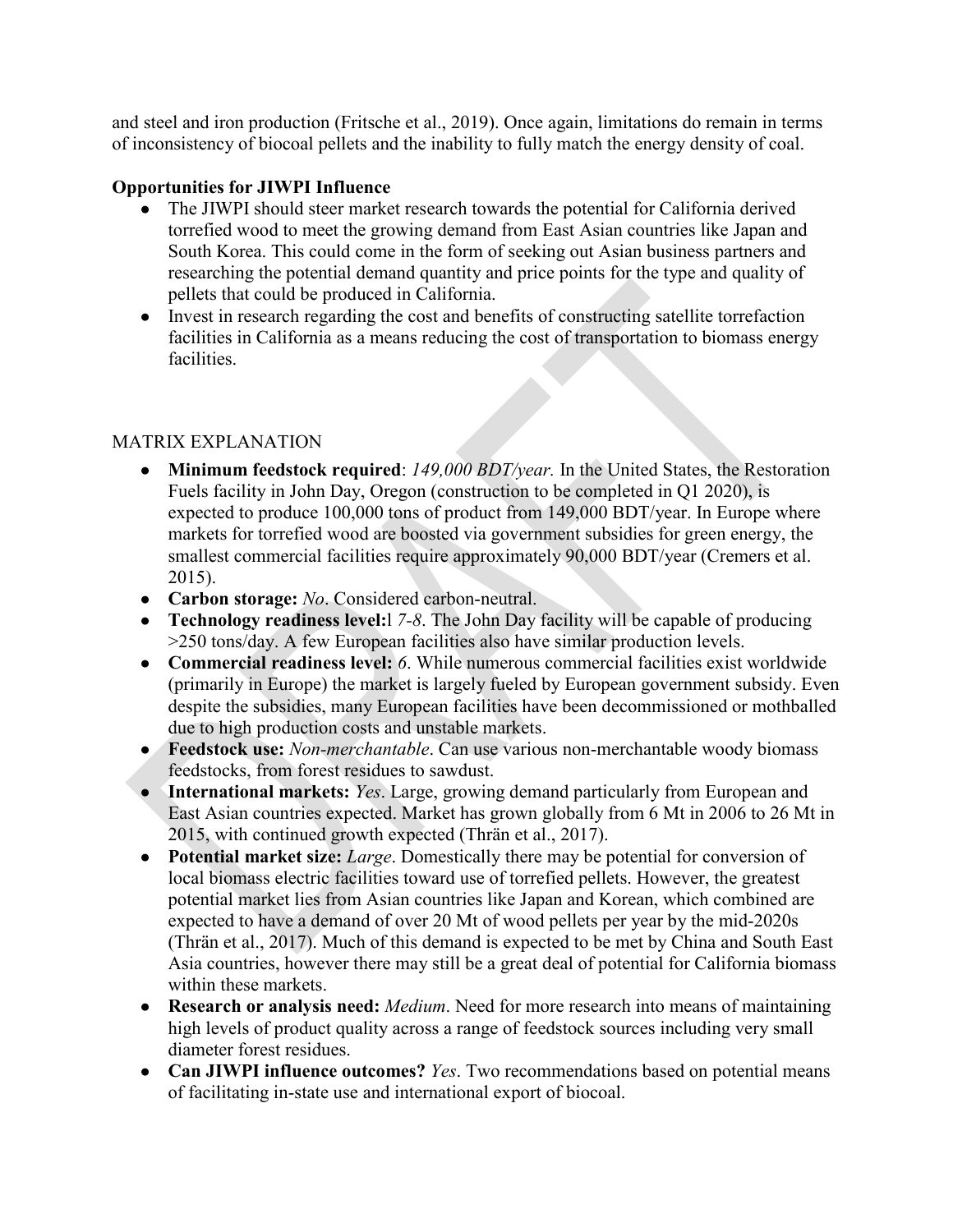and steel and iron production (Fritsche et al., 2019). Once again, limitations do remain in terms of inconsistency of biocoal pellets and the inability to fully match the energy density of coal.

**Opportunities for JIWPI Influence**

- The JIWPI should steer market research towards the potential for California derived torrefied wood to meet the growing demand from East Asian countries like Japan and South Korea. This could come in the form of seeking out Asian business partners and researching the potential demand quantity and price points for the type and quality of pellets that could be produced in California.
- Invest in research regarding the cost and benefits of constructing satellite torrefaction facilities in California as a means reducing the cost of transportation to biomass energy facilities.

MATRIX EXPLANATION

- **Minimum feedstock required**: *149,000 BDT/year.* In the United States, the Restoration Fuels facility in John Day, Oregon (construction to be completed in Q1 2020), is expected to produce 100,000 tons of product from 149,000 BDT/year. In Europe where markets for torrefied wood are boosted via government subsidies for green energy, the smallest commercial facilities require approximately 90,000 BDT/year (Cremers et al. 2015).
- **Carbon storage:** *No*. Considered carbon-neutral.
- **Technology readiness level:**l *7-8*. The John Day facility will be capable of producing >250 tons/day. A few European facilities also have similar production levels.
- **Commercial readiness level:** *6*. While numerous commercial facilities exist worldwide (primarily in Europe) the market is largely fueled by European government subsidy. Even despite the subsidies, many European facilities have been decommissioned or mothballed due to high production costs and unstable markets.
- **Feedstock use:** *Non-merchantable*. Can use various non-merchantable woody biomass feedstocks, from forest residues to sawdust.
- **International markets:** *Yes*. Large, growing demand particularly from European and East Asian countries expected. Market has grown globally from 6 Mt in 2006 to 26 Mt in 2015, with continued growth expected (Thrän et al., 2017).
- **Potential market size:** *Large*. Domestically there may be potential for conversion of local biomass electric facilities toward use of torrefied pellets. However, the greatest potential market lies from Asian countries like Japan and Korean, which combined are expected to have a demand of over 20 Mt of wood pellets per year by the mid-2020s (Thrän et al., 2017). Much of this demand is expected to be met by China and South East Asia countries, however there may still be a great deal of potential for California biomass within these markets.
- **Research or analysis need:** *Medium*. Need for more research into means of maintaining high levels of product quality across a range of feedstock sources including very small diameter forest residues.
- **Can JIWPI influence outcomes?** *Yes*. Two recommendations based on potential means of facilitating in-state use and international export of biocoal.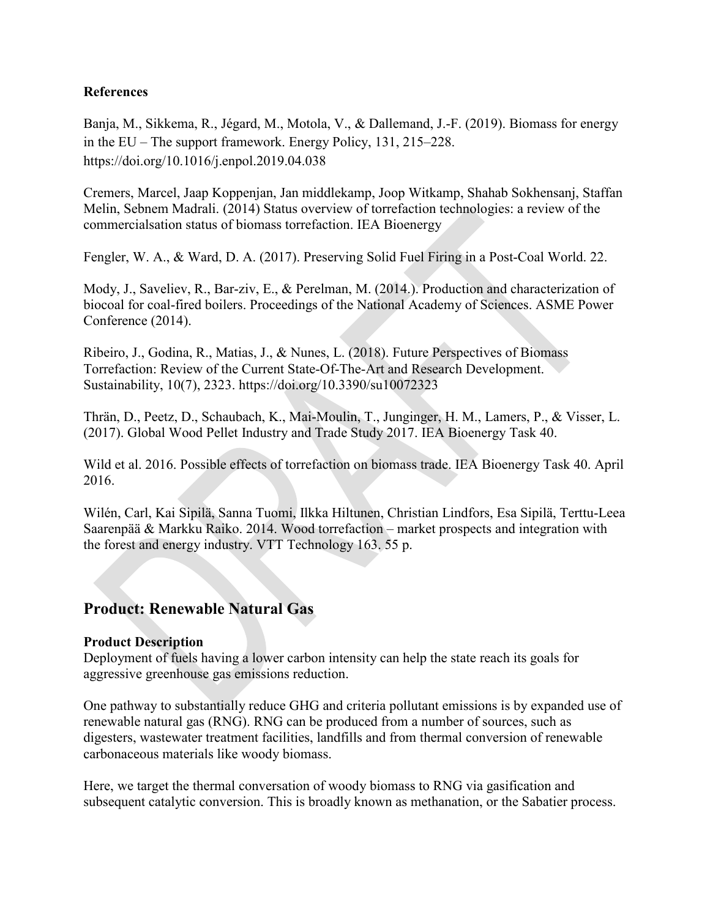**References**

Banja, M., Sikkema, R., Jégard, M., Motola, V., & Dallemand, J.-F. (2019). Biomass for energy in the EU – The support framework. Energy Policy, 131, 215–228. https://doi.org/10.1016/j.enpol.2019.04.038

Cremers, Marcel, Jaap Koppenjan, Jan middlekamp, Joop Witkamp, Shahab Sokhensanj, Staffan Melin, Sebnem Madrali. (2014) Status overview of torrefaction technologies: a review of the commercialsation status of biomass torrefaction. IEA Bioenergy

Fengler, W. A., & Ward, D. A. (2017). Preserving Solid Fuel Firing in a Post-Coal World. 22.

Mody, J., Saveliev, R., Bar-ziv, E., & Perelman, M. (2014.). Production and characterization of biocoal for coal-fired boilers. Proceedings of the National Academy of Sciences. ASME Power Conference (2014).

Ribeiro, J., Godina, R., Matias, J., & Nunes, L. (2018). Future Perspectives of Biomass Torrefaction: Review of the Current State-Of-The-Art and Research Development. Sustainability, 10(7), 2323. https://doi.org/10.3390/su10072323

Thrän, D., Peetz, D., Schaubach, K., Mai-Moulin, T., Junginger, H. M., Lamers, P., & Visser, L. (2017). Global Wood Pellet Industry and Trade Study 2017. IEA Bioenergy Task 40.

Wild et al. 2016. Possible effects of torrefaction on biomass trade. IEA Bioenergy Task 40. April 2016.

Wilén, Carl, Kai Sipilä, Sanna Tuomi, Ilkka Hiltunen, Christian Lindfors, Esa Sipilä, Terttu-Leea Saarenpää & Markku Raiko. 2014. Wood torrefaction – market prospects and integration with the forest and energy industry. VTT Technology 163. 55 p.

## Product: Renewable Natural Gas

**Product Description**

Deployment of fuels having a lower carbon intensity can help the state reach its goals for aggressive greenhouse gas emissions reduction.

One pathway to substantially reduce GHG and criteria pollutant emissions is by expanded use of renewable natural gas (RNG). RNG can be produced from a number of sources, such as digesters, wastewater treatment facilities, landfills and from thermal conversion of renewable carbonaceous materials like woody biomass.

Here, we target the thermal conversation of woody biomass to RNG via gasification and subsequent catalytic conversion. This is broadly known as methanation, or the Sabatier process.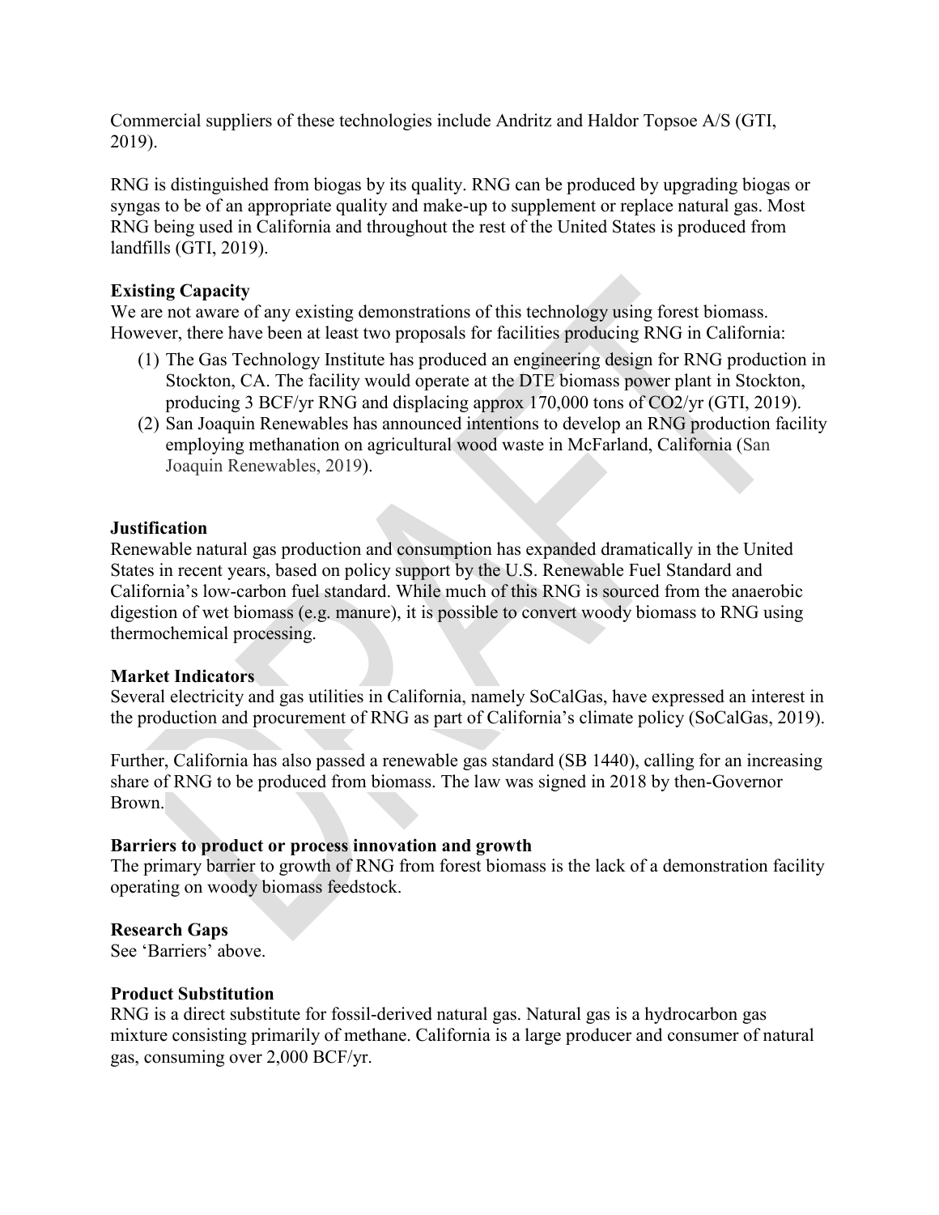Commercial suppliers of these technologies include Andritz and Haldor Topsoe A/S (GTI, 2019).

RNG is distinguished from biogas by its quality. RNG can be produced by upgrading biogas or syngas to be of an appropriate quality and make-up to supplement or replace natural gas. Most RNG being used in California and throughout the rest of the United States is produced from landfills (GTI, 2019).

**Existing Capacity**

We are not aware of any existing demonstrations of this technology using forest biomass. However, there have been at least two proposals for facilities producing RNG in California:

1. The Gas Technology Institute has produced an engineering design for RNG production in Stockton, CA. The facility would operate at the DTE biomass power plant in Stockton, producing 3 BCF/yr RNG and displacing approx 170,000 tons of $CO_2$/yr (GTI, 2019).
2. San Joaquin Renewables has announced intentions to develop an RNG production facility employing methanation on agricultural wood waste in McFarland, California (San Joaquin Renewables, 2019).

**Justification**

Renewable natural gas production and consumption has expanded dramatically in the United States in recent years, based on policy support by the U.S. Renewable Fuel Standard and California's low-carbon fuel standard. While much of this RNG is sourced from the anaerobic digestion of wet biomass (e.g. manure), it is possible to convert woody biomass to RNG using thermochemical processing.

**Market Indicators**

Several electricity and gas utilities in California, namely SoCalGas, have expressed an interest in the production and procurement of RNG as part of California's climate policy (SoCalGas, 2019).

Further, California has also passed a renewable gas standard (SB 1440), calling for an increasing share of RNG to be produced from biomass. The law was signed in 2018 by then-Governor Brown.

**Barriers to product or process innovation and growth**

The primary barrier to growth of RNG from forest biomass is the lack of a demonstration facility operating on woody biomass feedstock.

**Research Gaps**

See 'Barriers' above.

**Product Substitution**

RNG is a direct substitute for fossil-derived natural gas. Natural gas is a hydrocarbon gas mixture consisting primarily of methane. California is a large producer and consumer of natural gas, consuming over 2,000 BCF/yr.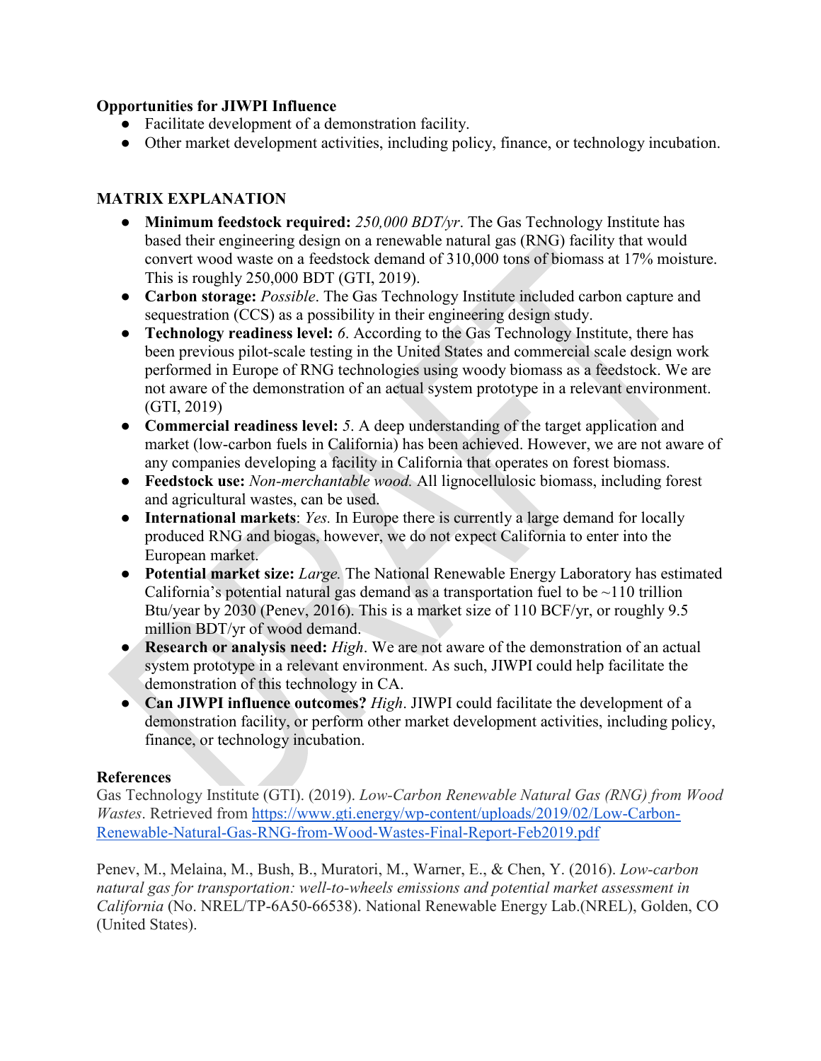**Opportunities for JIWPI Influence**

- Facilitate development of a demonstration facility.
- Other market development activities, including policy, finance, or technology incubation.

**MATRIX EXPLANATION**

- **Minimum feedstock required:** *250,000 BDT/yr*. The Gas Technology Institute has based their engineering design on a renewable natural gas (RNG) facility that would convert wood waste on a feedstock demand of 310,000 tons of biomass at 17% moisture. This is roughly 250,000 BDT (GTI, 2019).
- **Carbon storage:** *Possible*. The Gas Technology Institute included carbon capture and sequestration (CCS) as a possibility in their engineering design study.
- **Technology readiness level:** *6*. According to the Gas Technology Institute, there has been previous pilot-scale testing in the United States and commercial scale design work performed in Europe of RNG technologies using woody biomass as a feedstock. We are not aware of the demonstration of an actual system prototype in a relevant environment. (GTI, 2019)
- **Commercial readiness level:** *5*. A deep understanding of the target application and market (low-carbon fuels in California) has been achieved. However, we are not aware of any companies developing a facility in California that operates on forest biomass.
- **Feedstock use:** *Non-merchantable wood.* All lignocellulosic biomass, including forest and agricultural wastes, can be used.
- **International markets**: *Yes.* In Europe there is currently a large demand for locally produced RNG and biogas, however, we do not expect California to enter into the European market.
- **Potential market size:** *Large.* The National Renewable Energy Laboratory has estimated California's potential natural gas demand as a transportation fuel to be ~110 trillion Btu/year by 2030 (Penev, 2016). This is a market size of 110 BCF/yr, or roughly 9.5 million BDT/yr of wood demand.
- **Research or analysis need:** *High*. We are not aware of the demonstration of an actual system prototype in a relevant environment. As such, JIWPI could help facilitate the demonstration of this technology in CA.
- **Can JIWPI influence outcomes?** *High*. JIWPI could facilitate the development of a demonstration facility, or perform other market development activities, including policy, finance, or technology incubation.

**References**

Gas Technology Institute (GTI). (2019). *Low-Carbon Renewable Natural Gas (RNG) from Wood Wastes*. Retrieved from https://www.gti.energy/wp-content/uploads/2019/02/Low-Carbon-Renewable-Natural-Gas-RNG-from-Wood-Wastes-Final-Report-Feb2019.pdf

Penev, M., Melaina, M., Bush, B., Muratori, M., Warner, E., & Chen, Y. (2016). *Low-carbon natural gas for transportation: well-to-wheels emissions and potential market assessment in California* (No. NREL/TP-6A50-66538). National Renewable Energy Lab.(NREL), Golden, CO (United States).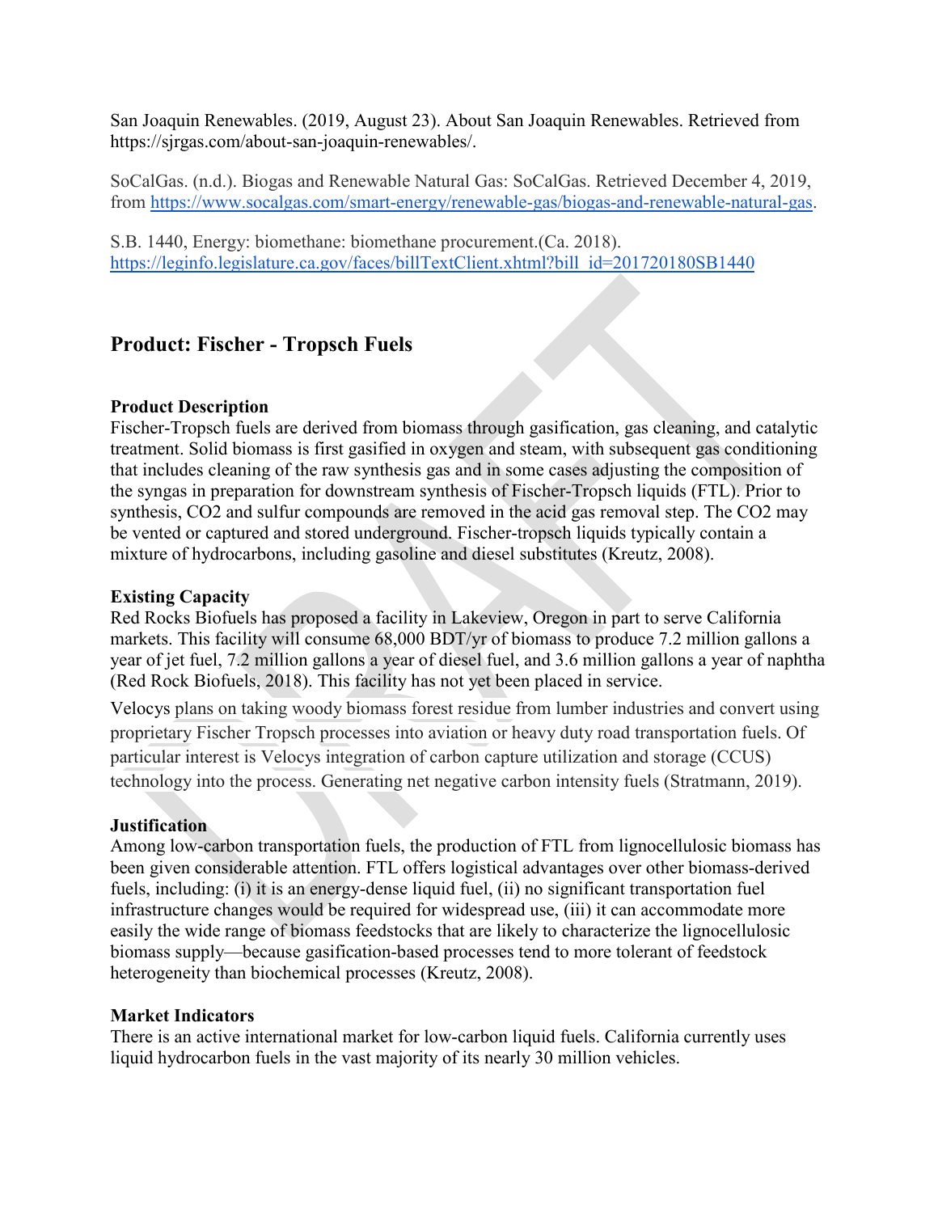San Joaquin Renewables. (2019, August 23). About San Joaquin Renewables. Retrieved from https://sjrgas.com/about-san-joaquin-renewables/.

SoCalGas. (n.d.). Biogas and Renewable Natural Gas: SoCalGas. Retrieved December 4, 2019, from https://www.socalgas.com/smart-energy/renewable-gas/biogas-and-renewable-natural-gas.

S.B. 1440, Energy: biomethane: biomethane procurement.(Ca. 2018). https://leginfo.legislature.ca.gov/faces/billTextClient.xhtml?bill_id=201720180SB1440

## Product: Fischer - Tropsch Fuels

**Product Description**

Fischer-Tropsch fuels are derived from biomass through gasification, gas cleaning, and catalytic treatment. Solid biomass is first gasified in oxygen and steam, with subsequent gas conditioning that includes cleaning of the raw synthesis gas and in some cases adjusting the composition of the syngas in preparation for downstream synthesis of Fischer-Tropsch liquids (FTL). Prior to synthesis, $CO_2$ and sulfur compounds are removed in the acid gas removal step. The $CO_2$ may be vented or captured and stored underground. Fischer-tropsch liquids typically contain a mixture of hydrocarbons, including gasoline and diesel substitutes (Kreutz, 2008).

**Existing Capacity**

Red Rocks Biofuels has proposed a facility in Lakeview, Oregon in part to serve California markets. This facility will consume 68,000 BDT/yr of biomass to produce 7.2 million gallons a year of jet fuel, 7.2 million gallons a year of diesel fuel, and 3.6 million gallons a year of naphtha (Red Rock Biofuels, 2018). This facility has not yet been placed in service.

Velocys plans on taking woody biomass forest residue from lumber industries and convert using proprietary Fischer Tropsch processes into aviation or heavy duty road transportation fuels. Of particular interest is Velocys integration of carbon capture utilization and storage (CCUS) technology into the process. Generating net negative carbon intensity fuels (Stratmann, 2019).

**Justification**

Among low-carbon transportation fuels, the production of FTL from lignocellulosic biomass has been given considerable attention. FTL offers logistical advantages over other biomass-derived fuels, including: (i) it is an energy-dense liquid fuel, (ii) no significant transportation fuel infrastructure changes would be required for widespread use, (iii) it can accommodate more easily the wide range of biomass feedstocks that are likely to characterize the lignocellulosic biomass supply—because gasification-based processes tend to more tolerant of feedstock heterogeneity than biochemical processes (Kreutz, 2008).

**Market Indicators**

There is an active international market for low-carbon liquid fuels. California currently uses liquid hydrocarbon fuels in the vast majority of its nearly 30 million vehicles.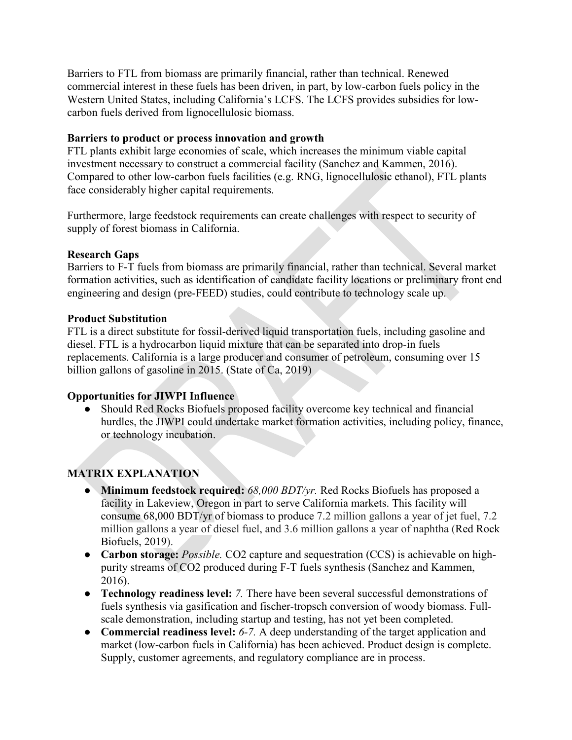Barriers to FTL from biomass are primarily financial, rather than technical. Renewed commercial interest in these fuels has been driven, in part, by low-carbon fuels policy in the Western United States, including California's LCFS. The LCFS provides subsidies for low-carbon fuels derived from lignocellulosic biomass.

**Barriers to product or process innovation and growth**
FTL plants exhibit large economies of scale, which increases the minimum viable capital investment necessary to construct a commercial facility (Sanchez and Kammen, 2016). Compared to other low-carbon fuels facilities (e.g. RNG, lignocellulosic ethanol), FTL plants face considerably higher capital requirements.

Furthermore, large feedstock requirements can create challenges with respect to security of supply of forest biomass in California.

**Research Gaps**
Barriers to F-T fuels from biomass are primarily financial, rather than technical. Several market formation activities, such as identification of candidate facility locations or preliminary front end engineering and design (pre-FEED) studies, could contribute to technology scale up.

**Product Substitution**
FTL is a direct substitute for fossil-derived liquid transportation fuels, including gasoline and diesel. FTL is a hydrocarbon liquid mixture that can be separated into drop-in fuels replacements. California is a large producer and consumer of petroleum, consuming over 15 billion gallons of gasoline in 2015. (State of Ca, 2019)

**Opportunities for JIWPI Influence**

- Should Red Rocks Biofuels proposed facility overcome key technical and financial hurdles, the JIWPI could undertake market formation activities, including policy, finance, or technology incubation.

**MATRIX EXPLANATION**

- **Minimum feedstock required:** *68,000 BDT/yr.* Red Rocks Biofuels has proposed a facility in Lakeview, Oregon in part to serve California markets. This facility will consume 68,000 BDT/yr of biomass to produce 7.2 million gallons a year of jet fuel, 7.2 million gallons a year of diesel fuel, and 3.6 million gallons a year of naphtha (Red Rock Biofuels, 2019).
- **Carbon storage:** *Possible.* CO2 capture and sequestration (CCS) is achievable on high-purity streams of CO2 produced during F-T fuels synthesis (Sanchez and Kammen, 2016).
- **Technology readiness level:** *7.* There have been several successful demonstrations of fuels synthesis via gasification and fischer-tropsch conversion of woody biomass. Full-scale demonstration, including startup and testing, has not yet been completed.
- **Commercial readiness level:** *6-7.* A deep understanding of the target application and market (low-carbon fuels in California) has been achieved. Product design is complete. Supply, customer agreements, and regulatory compliance are in process.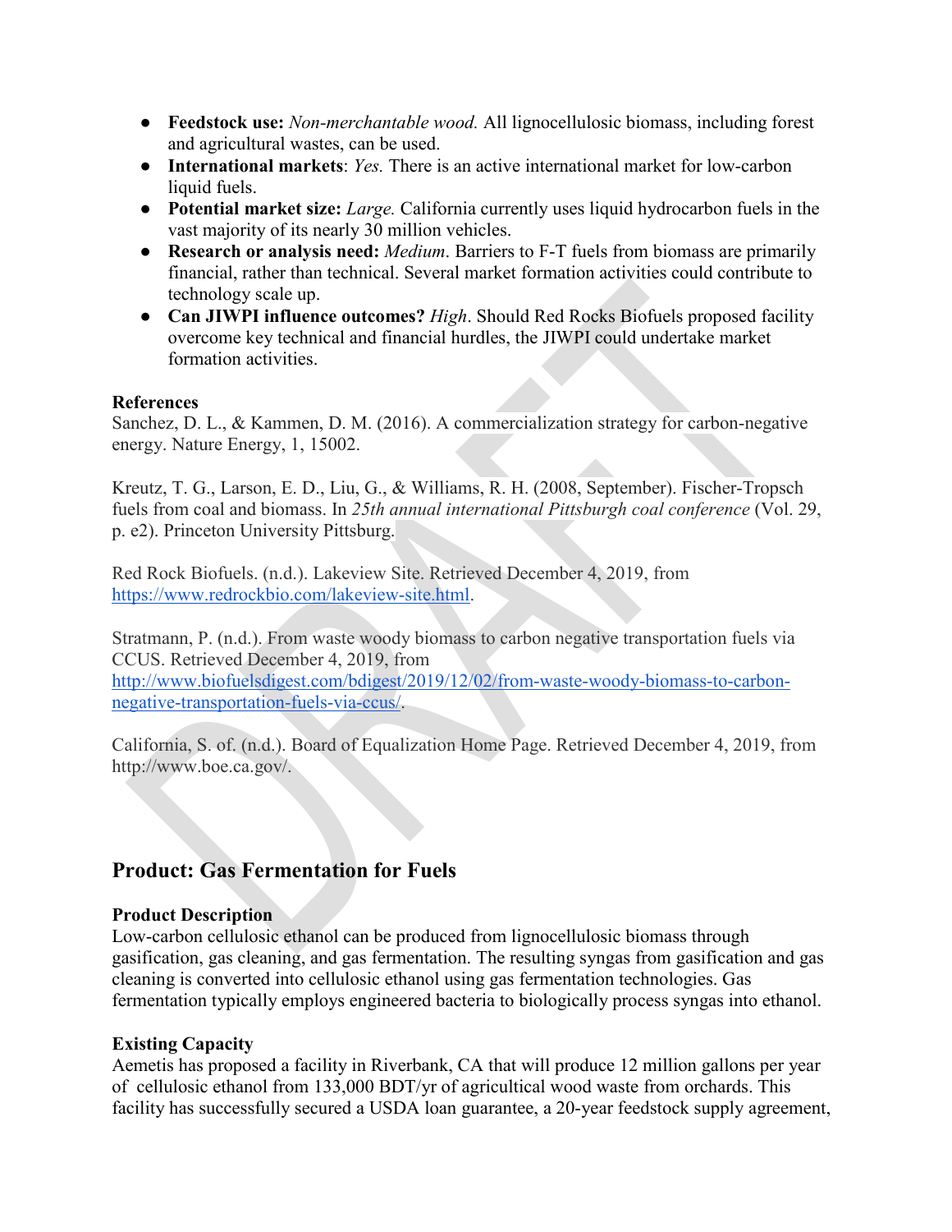- **Feedstock use:** *Non-merchantable wood.* All lignocellulosic biomass, including forest and agricultural wastes, can be used.
- **International markets**: *Yes.* There is an active international market for low-carbon liquid fuels.
- **Potential market size:** *Large.* California currently uses liquid hydrocarbon fuels in the vast majority of its nearly 30 million vehicles.
- **Research or analysis need:** *Medium*. Barriers to F-T fuels from biomass are primarily financial, rather than technical. Several market formation activities could contribute to technology scale up.
- **Can JIWPI influence outcomes?** *High*. Should Red Rocks Biofuels proposed facility overcome key technical and financial hurdles, the JIWPI could undertake market formation activities.

**References**

Sanchez, D. L., & Kammen, D. M. (2016). A commercialization strategy for carbon-negative energy. Nature Energy, 1, 15002.

Kreutz, T. G., Larson, E. D., Liu, G., & Williams, R. H. (2008, September). Fischer-Tropsch fuels from coal and biomass. In *25th annual international Pittsburgh coal conference* (Vol. 29, p. e2). Princeton University Pittsburgh.

Red Rock Biofuels. (n.d.). Lakeview Site. Retrieved December 4, 2019, from https://www.redrockbio.com/lakeview-site.html.

Stratmann, P. (n.d.). From waste woody biomass to carbon negative transportation fuels via CCUS. Retrieved December 4, 2019, from http://www.biofuelsdigest.com/bdigest/2019/12/02/from-waste-woody-biomass-to-carbon-negative-transportation-fuels-via-ccus/.

California, S. of. (n.d.). Board of Equalization Home Page. Retrieved December 4, 2019, from http://www.boe.ca.gov/.

## Product: Gas Fermentation for Fuels

**Product Description**

Low-carbon cellulosic ethanol can be produced from lignocellulosic biomass through gasification, gas cleaning, and gas fermentation. The resulting syngas from gasification and gas cleaning is converted into cellulosic ethanol using gas fermentation technologies. Gas fermentation typically employs engineered bacteria to biologically process syngas into ethanol.

**Existing Capacity**

Aemetis has proposed a facility in Riverbank, CA that will produce 12 million gallons per year of cellulosic ethanol from 133,000 BDT/yr of agricultical wood waste from orchards. This facility has successfully secured a USDA loan guarantee, a 20-year feedstock supply agreement,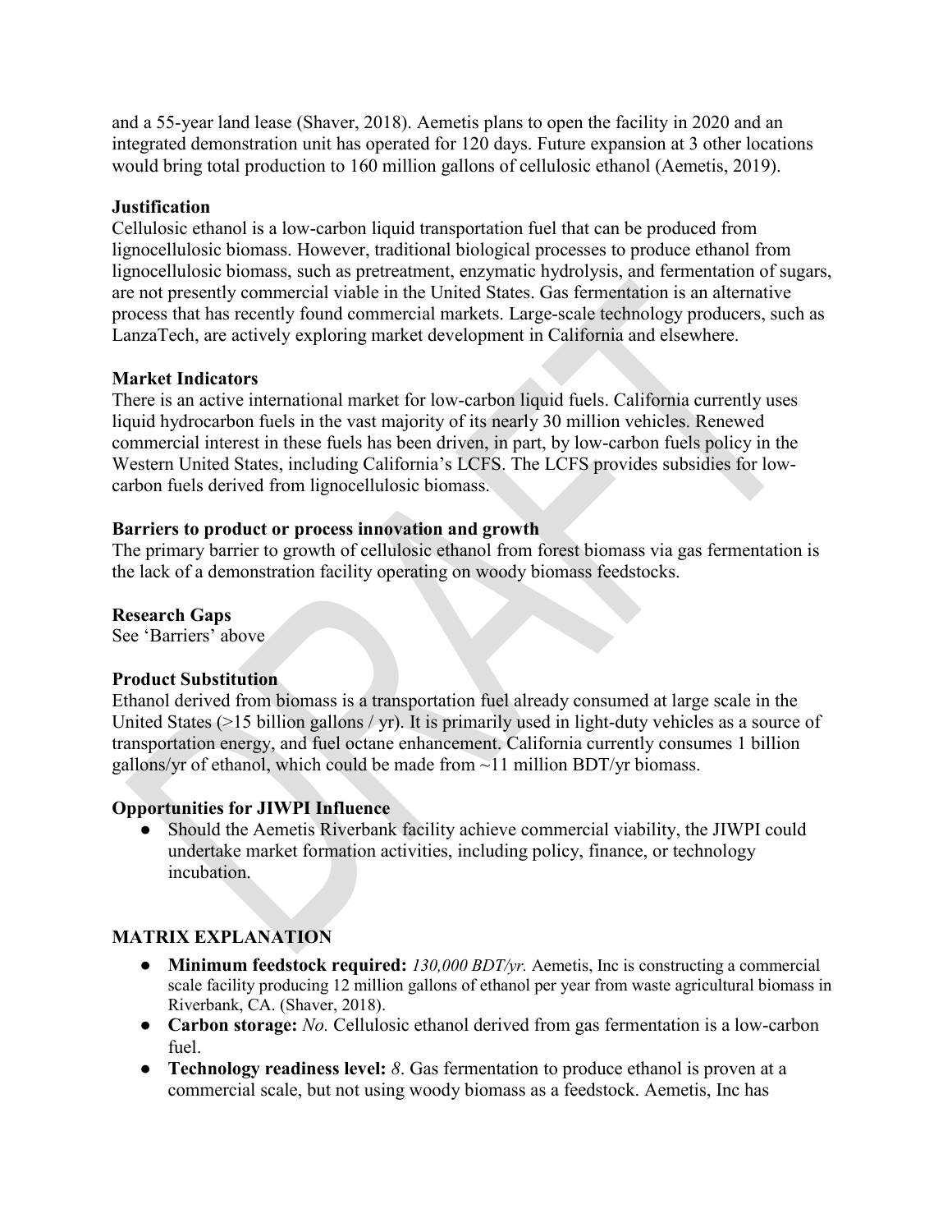and a 55-year land lease (Shaver, 2018). Aemetis plans to open the facility in 2020 and an integrated demonstration unit has operated for 120 days. Future expansion at 3 other locations would bring total production to 160 million gallons of cellulosic ethanol (Aemetis, 2019).

**Justification**

Cellulosic ethanol is a low-carbon liquid transportation fuel that can be produced from lignocellulosic biomass. However, traditional biological processes to produce ethanol from lignocellulosic biomass, such as pretreatment, enzymatic hydrolysis, and fermentation of sugars, are not presently commercial viable in the United States. Gas fermentation is an alternative process that has recently found commercial markets. Large-scale technology producers, such as LanzaTech, are actively exploring market development in California and elsewhere.

**Market Indicators**

There is an active international market for low-carbon liquid fuels. California currently uses liquid hydrocarbon fuels in the vast majority of its nearly 30 million vehicles. Renewed commercial interest in these fuels has been driven, in part, by low-carbon fuels policy in the Western United States, including California's LCFS. The LCFS provides subsidies for low-carbon fuels derived from lignocellulosic biomass.

**Barriers to product or process innovation and growth**

The primary barrier to growth of cellulosic ethanol from forest biomass via gas fermentation is the lack of a demonstration facility operating on woody biomass feedstocks.

**Research Gaps**

See 'Barriers' above

**Product Substitution**

Ethanol derived from biomass is a transportation fuel already consumed at large scale in the United States (>15 billion gallons / yr). It is primarily used in light-duty vehicles as a source of transportation energy, and fuel octane enhancement. California currently consumes 1 billion gallons/yr of ethanol, which could be made from ~11 million BDT/yr biomass.

**Opportunities for JIWPI Influence**

- Should the Aemetis Riverbank facility achieve commercial viability, the JIWPI could undertake market formation activities, including policy, finance, or technology incubation.

**MATRIX EXPLANATION**

- **Minimum feedstock required:** *130,000 BDT/yr.* Aemetis, Inc is constructing a commercial scale facility producing 12 million gallons of ethanol per year from waste agricultural biomass in Riverbank, CA. (Shaver, 2018).
- **Carbon storage:** *No.* Cellulosic ethanol derived from gas fermentation is a low-carbon fuel.
- **Technology readiness level:** *8*. Gas fermentation to produce ethanol is proven at a commercial scale, but not using woody biomass as a feedstock. Aemetis, Inc has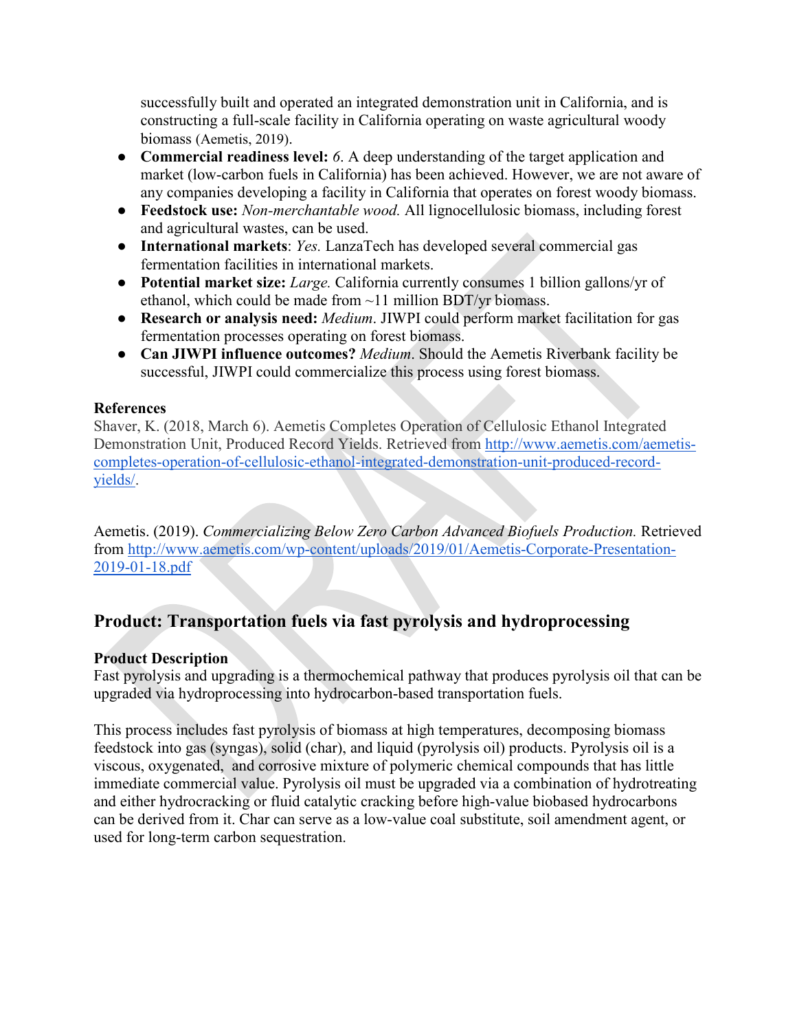successfully built and operated an integrated demonstration unit in California, and is constructing a full-scale facility in California operating on waste agricultural woody biomass (Aemetis, 2019).

- **Commercial readiness level:** *6*. A deep understanding of the target application and market (low-carbon fuels in California) has been achieved. However, we are not aware of any companies developing a facility in California that operates on forest woody biomass.
- **Feedstock use:** *Non-merchantable wood.* All lignocellulosic biomass, including forest and agricultural wastes, can be used.
- **International markets**: *Yes.* LanzaTech has developed several commercial gas fermentation facilities in international markets.
- **Potential market size:** *Large.* California currently consumes 1 billion gallons/yr of ethanol, which could be made from ~11 million BDT/yr biomass.
- **Research or analysis need:** *Medium*. JIWPI could perform market facilitation for gas fermentation processes operating on forest biomass.
- **Can JIWPI influence outcomes?** *Medium*. Should the Aemetis Riverbank facility be successful, JIWPI could commercialize this process using forest biomass.

**References**

Shaver, K. (2018, March 6). Aemetis Completes Operation of Cellulosic Ethanol Integrated Demonstration Unit, Produced Record Yields. Retrieved from http://www.aemetis.com/aemetis-completes-operation-of-cellulosic-ethanol-integrated-demonstration-unit-produced-record-yields/.

Aemetis. (2019). *Commercializing Below Zero Carbon Advanced Biofuels Production.* Retrieved from http://www.aemetis.com/wp-content/uploads/2019/01/Aemetis-Corporate-Presentation-2019-01-18.pdf

## Product: Transportation fuels via fast pyrolysis and hydroprocessing

**Product Description**

Fast pyrolysis and upgrading is a thermochemical pathway that produces pyrolysis oil that can be upgraded via hydroprocessing into hydrocarbon-based transportation fuels.

This process includes fast pyrolysis of biomass at high temperatures, decomposing biomass feedstock into gas (syngas), solid (char), and liquid (pyrolysis oil) products. Pyrolysis oil is a viscous, oxygenated, and corrosive mixture of polymeric chemical compounds that has little immediate commercial value. Pyrolysis oil must be upgraded via a combination of hydrotreating and either hydrocracking or fluid catalytic cracking before high-value biobased hydrocarbons can be derived from it. Char can serve as a low-value coal substitute, soil amendment agent, or used for long-term carbon sequestration.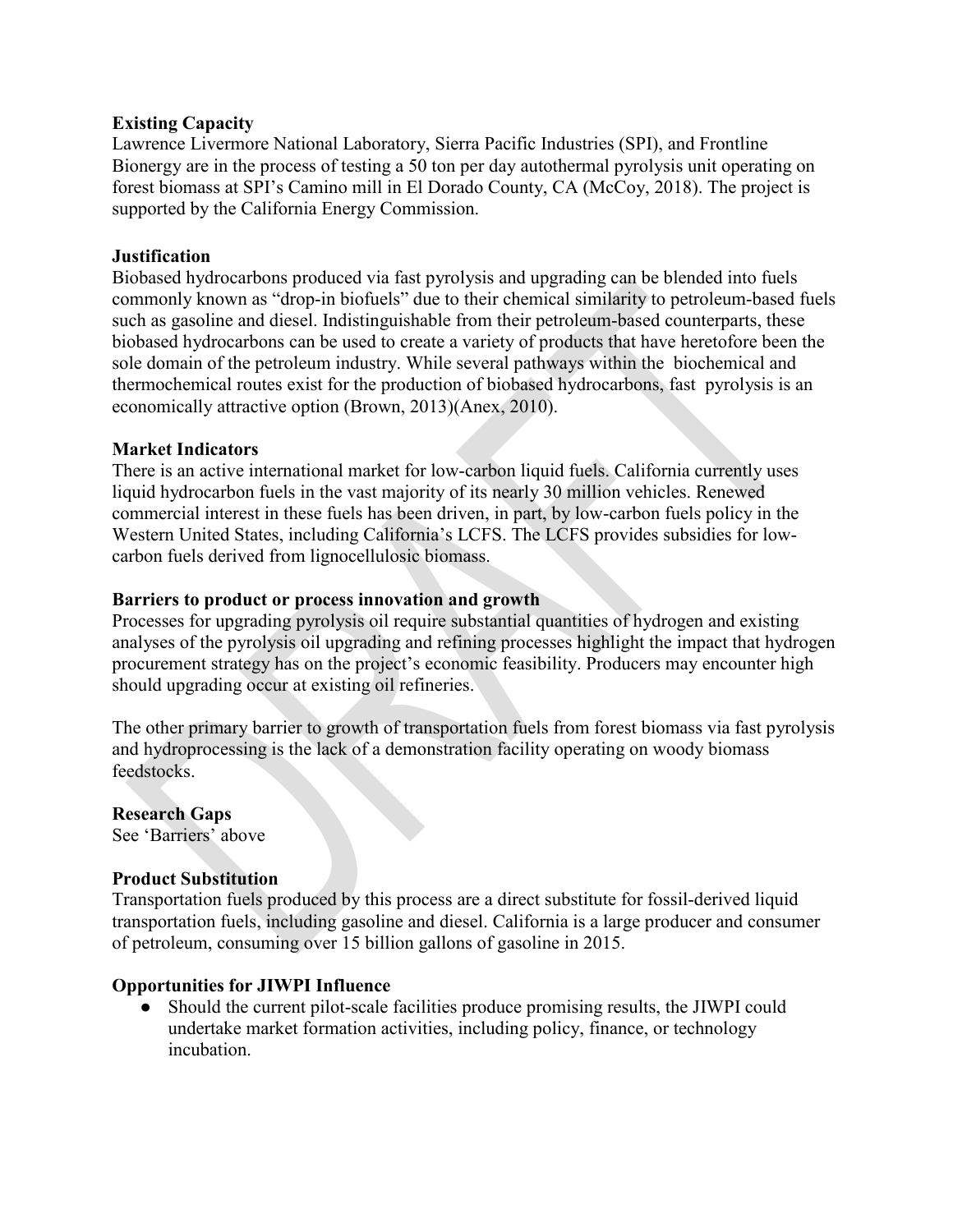**Existing Capacity**

Lawrence Livermore National Laboratory, Sierra Pacific Industries (SPI), and Frontline Bionergy are in the process of testing a 50 ton per day autothermal pyrolysis unit operating on forest biomass at SPI's Camino mill in El Dorado County, CA (McCoy, 2018). The project is supported by the California Energy Commission.

**Justification**

Biobased hydrocarbons produced via fast pyrolysis and upgrading can be blended into fuels commonly known as "drop-in biofuels" due to their chemical similarity to petroleum-based fuels such as gasoline and diesel. Indistinguishable from their petroleum-based counterparts, these biobased hydrocarbons can be used to create a variety of products that have heretofore been the sole domain of the petroleum industry. While several pathways within the biochemical and thermochemical routes exist for the production of biobased hydrocarbons, fast pyrolysis is an economically attractive option (Brown, 2013)(Anex, 2010).

**Market Indicators**

There is an active international market for low-carbon liquid fuels. California currently uses liquid hydrocarbon fuels in the vast majority of its nearly 30 million vehicles. Renewed commercial interest in these fuels has been driven, in part, by low-carbon fuels policy in the Western United States, including California's LCFS. The LCFS provides subsidies for low-carbon fuels derived from lignocellulosic biomass.

**Barriers to product or process innovation and growth**

Processes for upgrading pyrolysis oil require substantial quantities of hydrogen and existing analyses of the pyrolysis oil upgrading and refining processes highlight the impact that hydrogen procurement strategy has on the project's economic feasibility. Producers may encounter high should upgrading occur at existing oil refineries.

The other primary barrier to growth of transportation fuels from forest biomass via fast pyrolysis and hydroprocessing is the lack of a demonstration facility operating on woody biomass feedstocks.

**Research Gaps**

See 'Barriers' above

**Product Substitution**

Transportation fuels produced by this process are a direct substitute for fossil-derived liquid transportation fuels, including gasoline and diesel. California is a large producer and consumer of petroleum, consuming over 15 billion gallons of gasoline in 2015.

**Opportunities for JIWPI Influence**

- Should the current pilot-scale facilities produce promising results, the JIWPI could undertake market formation activities, including policy, finance, or technology incubation.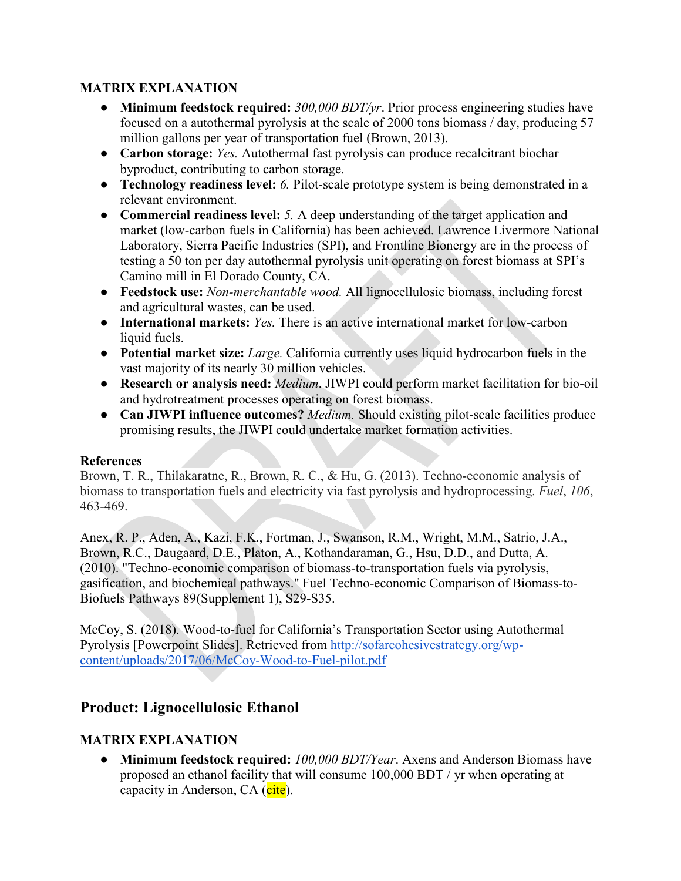### MATRIX EXPLANATION

- **Minimum feedstock required:** *300,000 BDT/yr*. Prior process engineering studies have focused on a autothermal pyrolysis at the scale of 2000 tons biomass / day, producing 57 million gallons per year of transportation fuel (Brown, 2013).
- **Carbon storage:** *Yes.* Autothermal fast pyrolysis can produce recalcitrant biochar byproduct, contributing to carbon storage.
- **Technology readiness level:** *6.* Pilot-scale prototype system is being demonstrated in a relevant environment.
- **Commercial readiness level:** *5.* A deep understanding of the target application and market (low-carbon fuels in California) has been achieved. Lawrence Livermore National Laboratory, Sierra Pacific Industries (SPI), and Frontline Bionergy are in the process of testing a 50 ton per day autothermal pyrolysis unit operating on forest biomass at SPI's Camino mill in El Dorado County, CA.
- **Feedstock use:** *Non-merchantable wood.* All lignocellulosic biomass, including forest and agricultural wastes, can be used.
- **International markets:** *Yes.* There is an active international market for low-carbon liquid fuels.
- **Potential market size:** *Large.* California currently uses liquid hydrocarbon fuels in the vast majority of its nearly 30 million vehicles.
- **Research or analysis need:** *Medium*. JIWPI could perform market facilitation for bio-oil and hydrotreatment processes operating on forest biomass.
- **Can JIWPI influence outcomes?** *Medium.* Should existing pilot-scale facilities produce promising results, the JIWPI could undertake market formation activities.

### References

Brown, T. R., Thilakaratne, R., Brown, R. C., & Hu, G. (2013). Techno-economic analysis of biomass to transportation fuels and electricity via fast pyrolysis and hydroprocessing. *Fuel*, *106*, 463-469.

Anex, R. P., Aden, A., Kazi, F.K., Fortman, J., Swanson, R.M., Wright, M.M., Satrio, J.A., Brown, R.C., Daugaard, D.E., Platon, A., Kothandaraman, G., Hsu, D.D., and Dutta, A. (2010). "Techno-economic comparison of biomass-to-transportation fuels via pyrolysis, gasification, and biochemical pathways." Fuel Techno-economic Comparison of Biomass-to-Biofuels Pathways 89(Supplement 1), S29-S35.

McCoy, S. (2018). Wood-to-fuel for California's Transportation Sector using Autothermal Pyrolysis [Powerpoint Slides]. Retrieved from http://sofarcohesivestrategy.org/wp-content/uploads/2017/06/McCoy-Wood-to-Fuel-pilot.pdf

## Product: Lignocellulosic Ethanol

### MATRIX EXPLANATION

- **Minimum feedstock required:** *100,000 BDT/Year*. Axens and Anderson Biomass have proposed an ethanol facility that will consume 100,000 BDT / yr when operating at capacity in Anderson, CA (cite).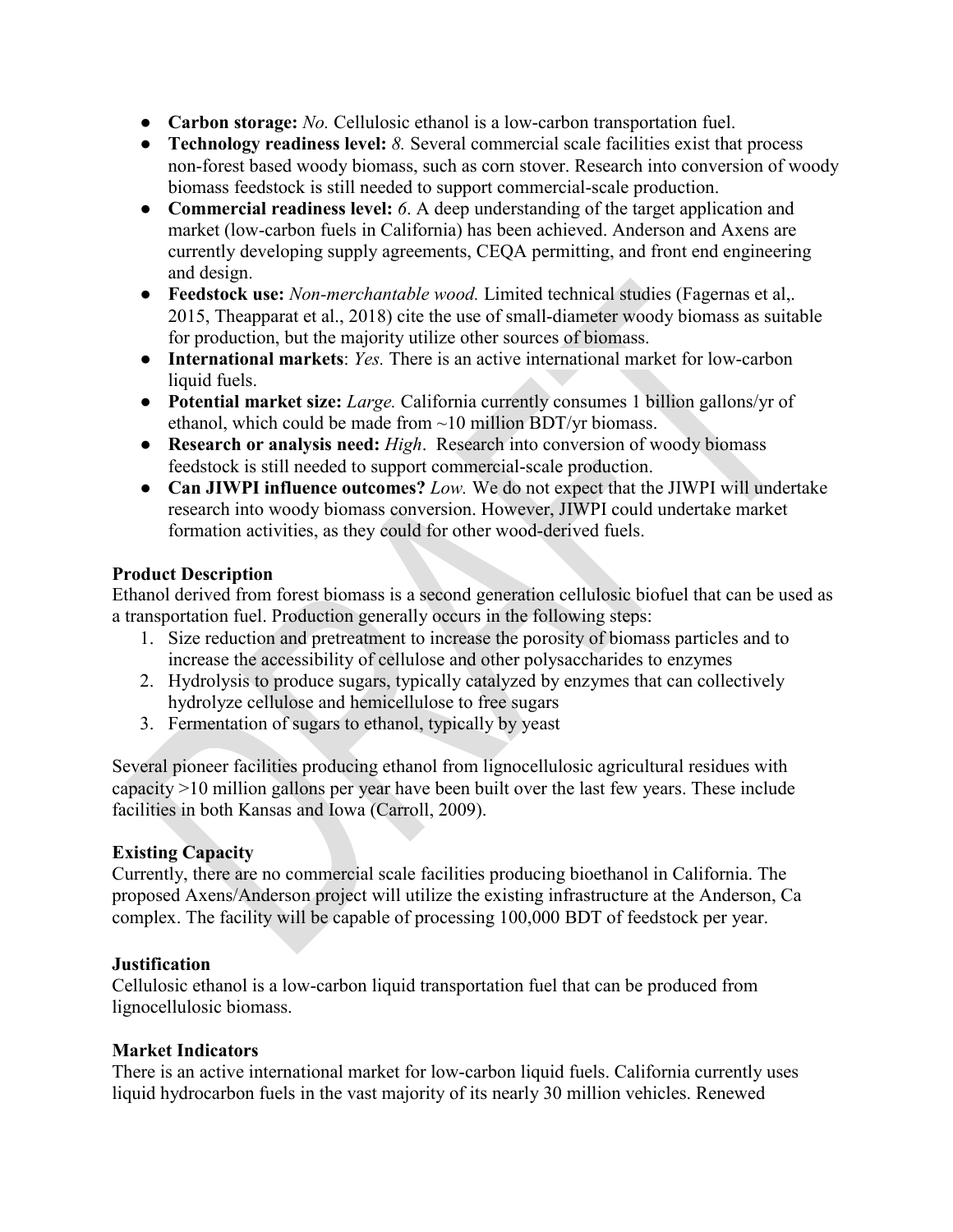- **Carbon storage:** *No.* Cellulosic ethanol is a low-carbon transportation fuel.
- **Technology readiness level:** *8.* Several commercial scale facilities exist that process non-forest based woody biomass, such as corn stover. Research into conversion of woody biomass feedstock is still needed to support commercial-scale production.
- **Commercial readiness level:** *6*. A deep understanding of the target application and market (low-carbon fuels in California) has been achieved. Anderson and Axens are currently developing supply agreements, CEQA permitting, and front end engineering and design.
- **Feedstock use:** *Non-merchantable wood.* Limited technical studies (Fagernas et al,. 2015, Theapparat et al., 2018) cite the use of small-diameter woody biomass as suitable for production, but the majority utilize other sources of biomass.
- **International markets**: *Yes.* There is an active international market for low-carbon liquid fuels.
- **Potential market size:** *Large.* California currently consumes 1 billion gallons/yr of ethanol, which could be made from ~10 million BDT/yr biomass.
- **Research or analysis need:** *High*. Research into conversion of woody biomass feedstock is still needed to support commercial-scale production.
- **Can JIWPI influence outcomes?** *Low.* We do not expect that the JIWPI will undertake research into woody biomass conversion. However, JIWPI could undertake market formation activities, as they could for other wood-derived fuels.

**Product Description**

Ethanol derived from forest biomass is a second generation cellulosic biofuel that can be used as a transportation fuel. Production generally occurs in the following steps:

1. Size reduction and pretreatment to increase the porosity of biomass particles and to increase the accessibility of cellulose and other polysaccharides to enzymes
2. Hydrolysis to produce sugars, typically catalyzed by enzymes that can collectively hydrolyze cellulose and hemicellulose to free sugars
3. Fermentation of sugars to ethanol, typically by yeast

Several pioneer facilities producing ethanol from lignocellulosic agricultural residues with capacity >10 million gallons per year have been built over the last few years. These include facilities in both Kansas and Iowa (Carroll, 2009).

**Existing Capacity**

Currently, there are no commercial scale facilities producing bioethanol in California. The proposed Axens/Anderson project will utilize the existing infrastructure at the Anderson, Ca complex. The facility will be capable of processing 100,000 BDT of feedstock per year.

**Justification**

Cellulosic ethanol is a low-carbon liquid transportation fuel that can be produced from lignocellulosic biomass.

**Market Indicators**

There is an active international market for low-carbon liquid fuels. California currently uses liquid hydrocarbon fuels in the vast majority of its nearly 30 million vehicles. Renewed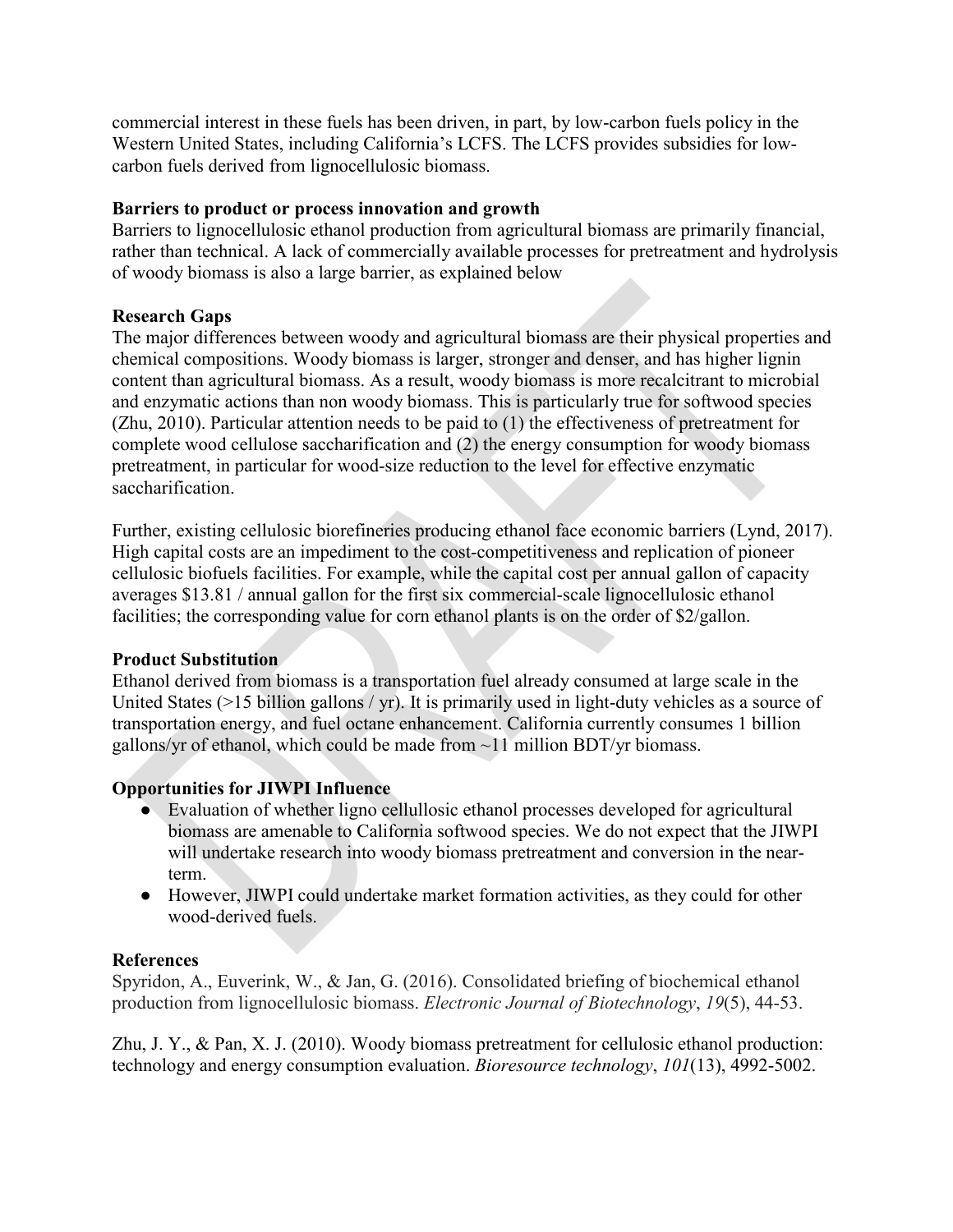commercial interest in these fuels has been driven, in part, by low-carbon fuels policy in the Western United States, including California's LCFS. The LCFS provides subsidies for low-carbon fuels derived from lignocellulosic biomass.

**Barriers to product or process innovation and growth**

Barriers to lignocellulosic ethanol production from agricultural biomass are primarily financial, rather than technical. A lack of commercially available processes for pretreatment and hydrolysis of woody biomass is also a large barrier, as explained below

**Research Gaps**

The major differences between woody and agricultural biomass are their physical properties and chemical compositions. Woody biomass is larger, stronger and denser, and has higher lignin content than agricultural biomass. As a result, woody biomass is more recalcitrant to microbial and enzymatic actions than non woody biomass. This is particularly true for softwood species (Zhu, 2010). Particular attention needs to be paid to (1) the effectiveness of pretreatment for complete wood cellulose saccharification and (2) the energy consumption for woody biomass pretreatment, in particular for wood-size reduction to the level for effective enzymatic saccharification.

Further, existing cellulosic biorefineries producing ethanol face economic barriers (Lynd, 2017). High capital costs are an impediment to the cost-competitiveness and replication of pioneer cellulosic biofuels facilities. For example, while the capital cost per annual gallon of capacity averages $13.81 / annual gallon for the first six commercial-scale lignocellulosic ethanol facilities; the corresponding value for corn ethanol plants is on the order of $2/gallon.

**Product Substitution**

Ethanol derived from biomass is a transportation fuel already consumed at large scale in the United States (>15 billion gallons / yr). It is primarily used in light-duty vehicles as a source of transportation energy, and fuel octane enhancement. California currently consumes 1 billion gallons/yr of ethanol, which could be made from ~11 million BDT/yr biomass.

**Opportunities for JIWPI Influence**

- Evaluation of whether ligno cellullosic ethanol processes developed for agricultural biomass are amenable to California softwood species. We do not expect that the JIWPI will undertake research into woody biomass pretreatment and conversion in the near-term.
- However, JIWPI could undertake market formation activities, as they could for other wood-derived fuels.

**References**

Spyridon, A., Euverink, W., & Jan, G. (2016). Consolidated briefing of biochemical ethanol production from lignocellulosic biomass. *Electronic Journal of Biotechnology*, *19*(5), 44-53.

Zhu, J. Y., & Pan, X. J. (2010). Woody biomass pretreatment for cellulosic ethanol production: technology and energy consumption evaluation. *Bioresource technology*, *101*(13), 4992-5002.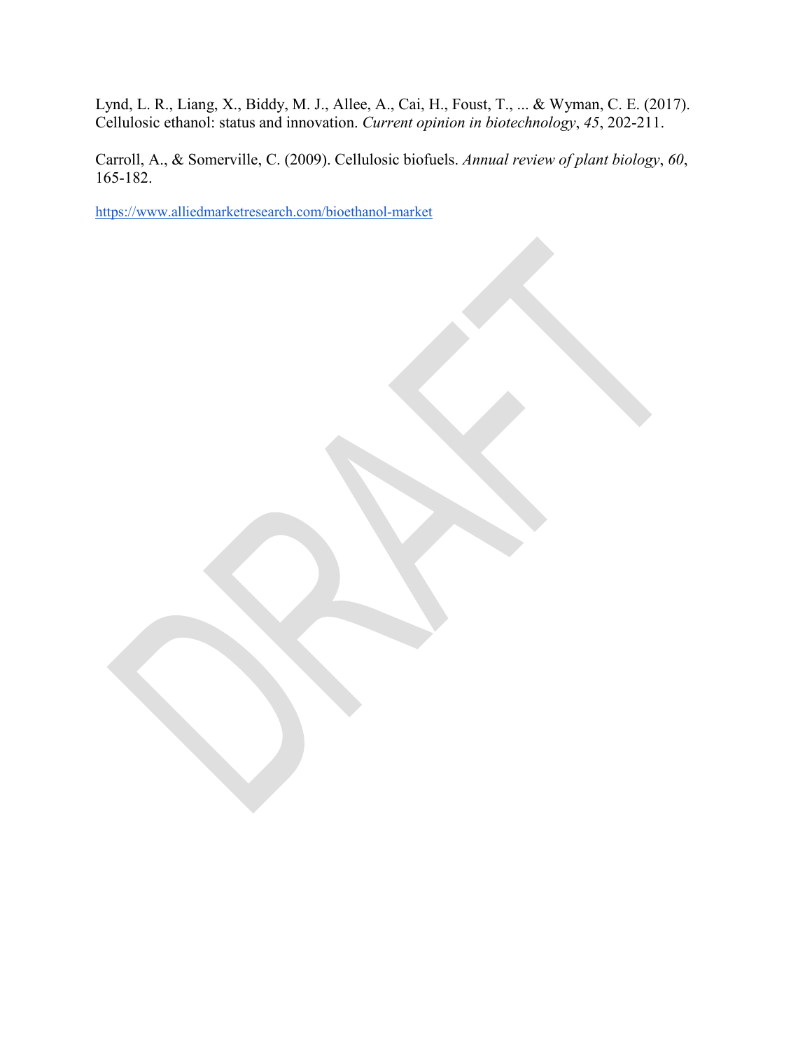Lynd, L. R., Liang, X., Biddy, M. J., Allee, A., Cai, H., Foust, T., ... & Wyman, C. E. (2017). Cellulosic ethanol: status and innovation. *Current opinion in biotechnology*, *45*, 202-211.

Carroll, A., & Somerville, C. (2009). Cellulosic biofuels. *Annual review of plant biology*, *60*, 165-182.

https://www.alliedmarketresearch.com/bioethanol-market